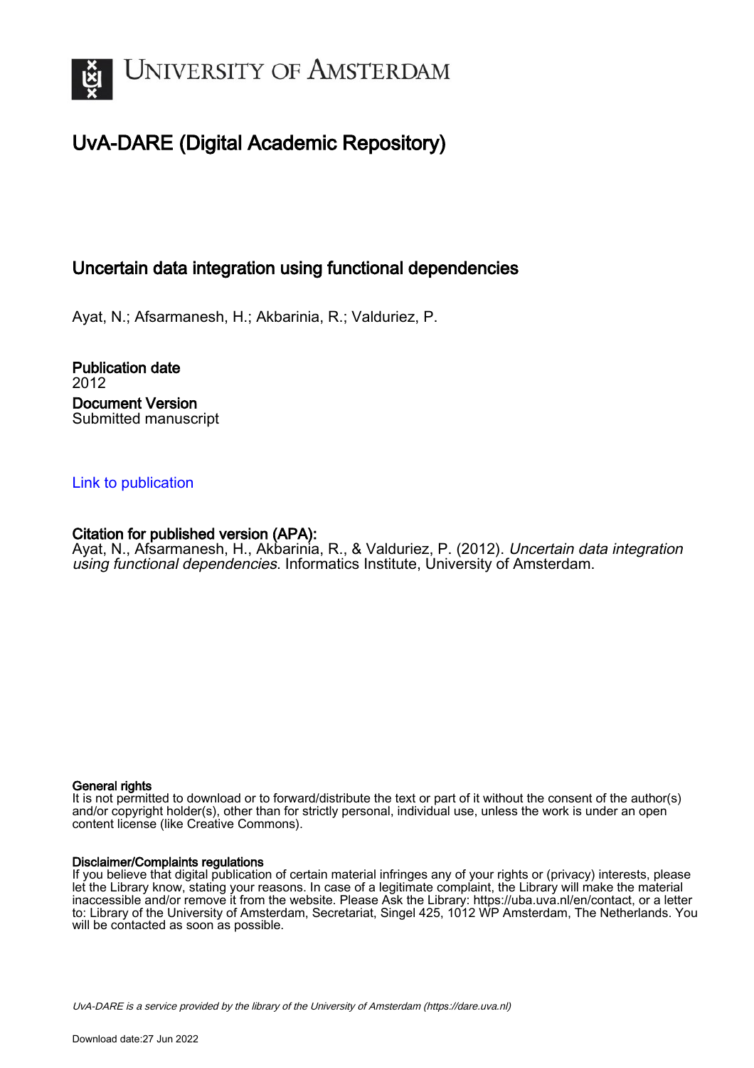# UNIVERSITY OF AMSTERDAM

## UvA-DARE (Digital Academic Repository)

### Uncertain data integration using functional dependencies

Ayat, N.; Afsarmanesh, H.; Akbarinia, R.; Valduriez, P.

**Publication date**
2012

**Document Version**
Submitted manuscript

Link to publication

**Citation for published version (APA):**
Ayat, N., Afsarmanesh, H., Akbarinia, R., & Valduriez, P. (2012). *Uncertain data integration using functional dependencies.* Informatics Institute, University of Amsterdam.

**General rights**
It is not permitted to download or to forward/distribute the text or part of it without the consent of the author(s) and/or copyright holder(s), other than for strictly personal, individual use, unless the work is under an open content license (like Creative Commons).

**Disclaimer/Complaints regulations**
If you believe that digital publication of certain material infringes any of your rights or (privacy) interests, please let the Library know, stating your reasons. In case of a legitimate complaint, the Library will make the material inaccessible and/or remove it from the website. Please Ask the Library: https://uba.uva.nl/en/contact, or a letter to: Library of the University of Amsterdam, Secretariat, Singel 425, 1012 WP Amsterdam, The Netherlands. You will be contacted as soon as possible.

*UvA-DARE is a service provided by the library of the University of Amsterdam (https://dare.uva.nl)*

Download date:27 Jun 2022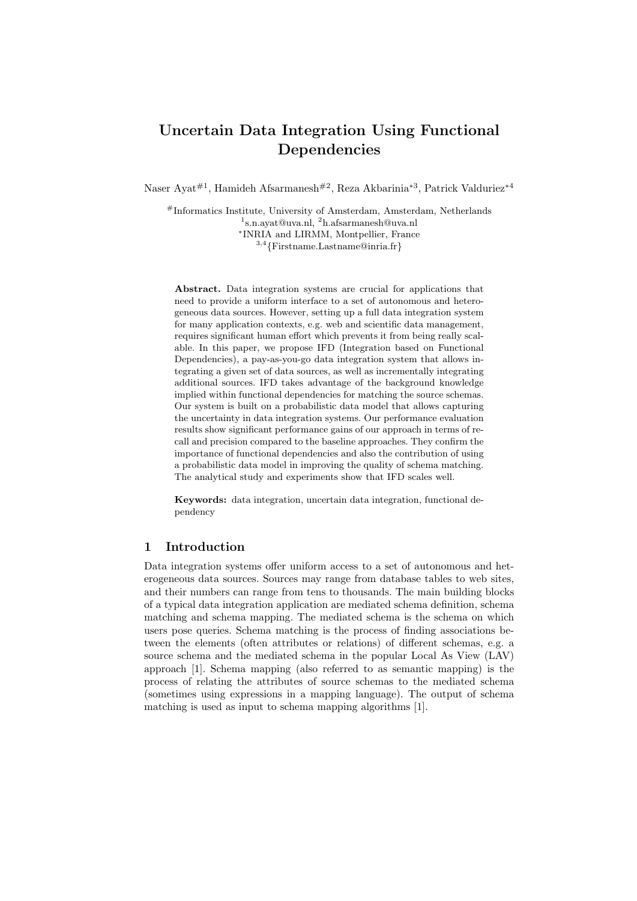# Uncertain Data Integration Using Functional Dependencies

Naser Ayat[#1], Hamideh Afsarmanesh[#2], Reza Akbarinia[*3], Patrick Valduriez[*4]

[#]Informatics Institute, University of Amsterdam, Amsterdam, Netherlands
[1]s.n.ayat@uva.nl, [2]h.afsarmanesh@uva.nl
[*]INRIA and LIRMM, Montpellier, France
[3,4]{Firstname.Lastname@inria.fr}

**Abstract.** Data integration systems are crucial for applications that need to provide a uniform interface to a set of autonomous and heterogeneous data sources. However, setting up a full data integration system for many application contexts, e.g. web and scientific data management, requires significant human effort which prevents it from being really scalable. In this paper, we propose IFD (Integration based on Functional Dependencies), a pay-as-you-go data integration system that allows integrating a given set of data sources, as well as incrementally integrating additional sources. IFD takes advantage of the background knowledge implied within functional dependencies for matching the source schemas. Our system is built on a probabilistic data model that allows capturing the uncertainty in data integration systems. Our performance evaluation results show significant performance gains of our approach in terms of recall and precision compared to the baseline approaches. They confirm the importance of functional dependencies and also the contribution of using a probabilistic data model in improving the quality of schema matching. The analytical study and experiments show that IFD scales well.

**Keywords:** data integration, uncertain data integration, functional dependency

## 1 Introduction

Data integration systems offer uniform access to a set of autonomous and heterogeneous data sources. Sources may range from database tables to web sites, and their numbers can range from tens to thousands. The main building blocks of a typical data integration application are mediated schema definition, schema matching and schema mapping. The mediated schema is the schema on which users pose queries. Schema matching is the process of finding associations between the elements (often attributes or relations) of different schemas, e.g. a source schema and the mediated schema in the popular Local As View (LAV) approach [1]. Schema mapping (also referred to as semantic mapping) is the process of relating the attributes of source schemas to the mediated schema (sometimes using expressions in a mapping language). The output of schema matching is used as input to schema mapping algorithms [1].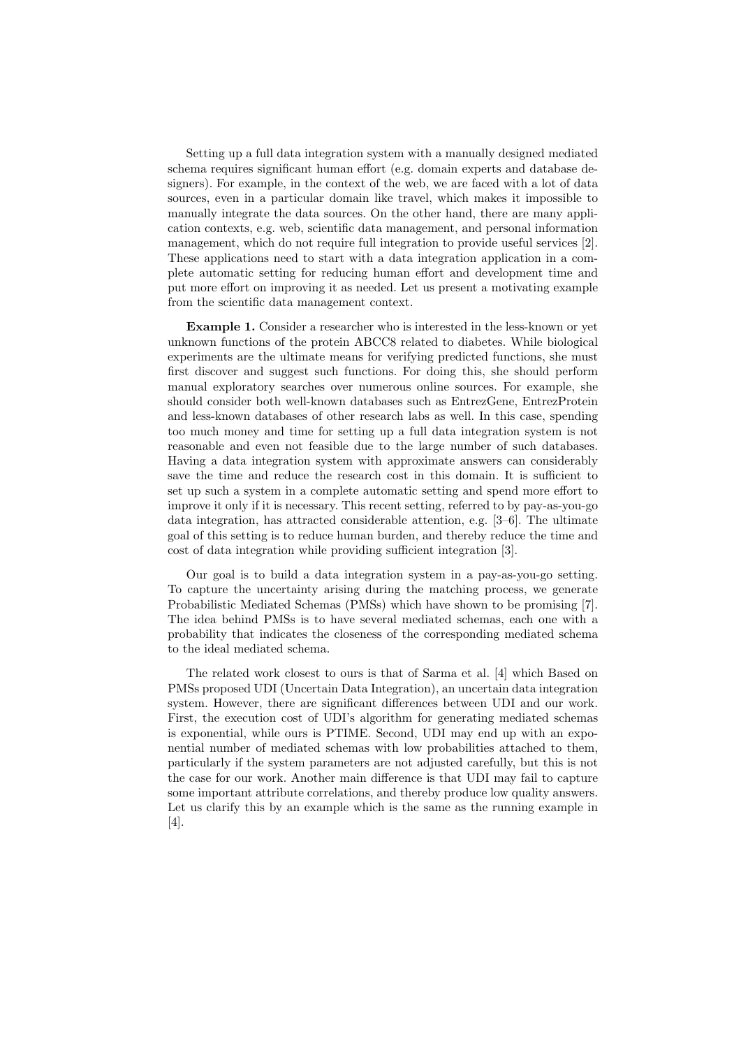Setting up a full data integration system with a manually designed mediated schema requires significant human effort (e.g. domain experts and database designers). For example, in the context of the web, we are faced with a lot of data sources, even in a particular domain like travel, which makes it impossible to manually integrate the data sources. On the other hand, there are many application contexts, e.g. web, scientific data management, and personal information management, which do not require full integration to provide useful services [2]. These applications need to start with a data integration application in a complete automatic setting for reducing human effort and development time and put more effort on improving it as needed. Let us present a motivating example from the scientific data management context.

**Example 1.** Consider a researcher who is interested in the less-known or yet unknown functions of the protein ABCC8 related to diabetes. While biological experiments are the ultimate means for verifying predicted functions, she must first discover and suggest such functions. For doing this, she should perform manual exploratory searches over numerous online sources. For example, she should consider both well-known databases such as EntrezGene, EntrezProtein and less-known databases of other research labs as well. In this case, spending too much money and time for setting up a full data integration system is not reasonable and even not feasible due to the large number of such databases. Having a data integration system with approximate answers can considerably save the time and reduce the research cost in this domain. It is sufficient to set up such a system in a complete automatic setting and spend more effort to improve it only if it is necessary. This recent setting, referred to by pay-as-you-go data integration, has attracted considerable attention, e.g. [3–6]. The ultimate goal of this setting is to reduce human burden, and thereby reduce the time and cost of data integration while providing sufficient integration [3].

Our goal is to build a data integration system in a pay-as-you-go setting. To capture the uncertainty arising during the matching process, we generate Probabilistic Mediated Schemas (PMSs) which have shown to be promising [7]. The idea behind PMSs is to have several mediated schemas, each one with a probability that indicates the closeness of the corresponding mediated schema to the ideal mediated schema.

The related work closest to ours is that of Sarma et al. [4] which Based on PMSs proposed UDI (Uncertain Data Integration), an uncertain data integration system. However, there are significant differences between UDI and our work. First, the execution cost of UDI's algorithm for generating mediated schemas is exponential, while ours is PTIME. Second, UDI may end up with an exponential number of mediated schemas with low probabilities attached to them, particularly if the system parameters are not adjusted carefully, but this is not the case for our work. Another main difference is that UDI may fail to capture some important attribute correlations, and thereby produce low quality answers. Let us clarify this by an example which is the same as the running example in [4].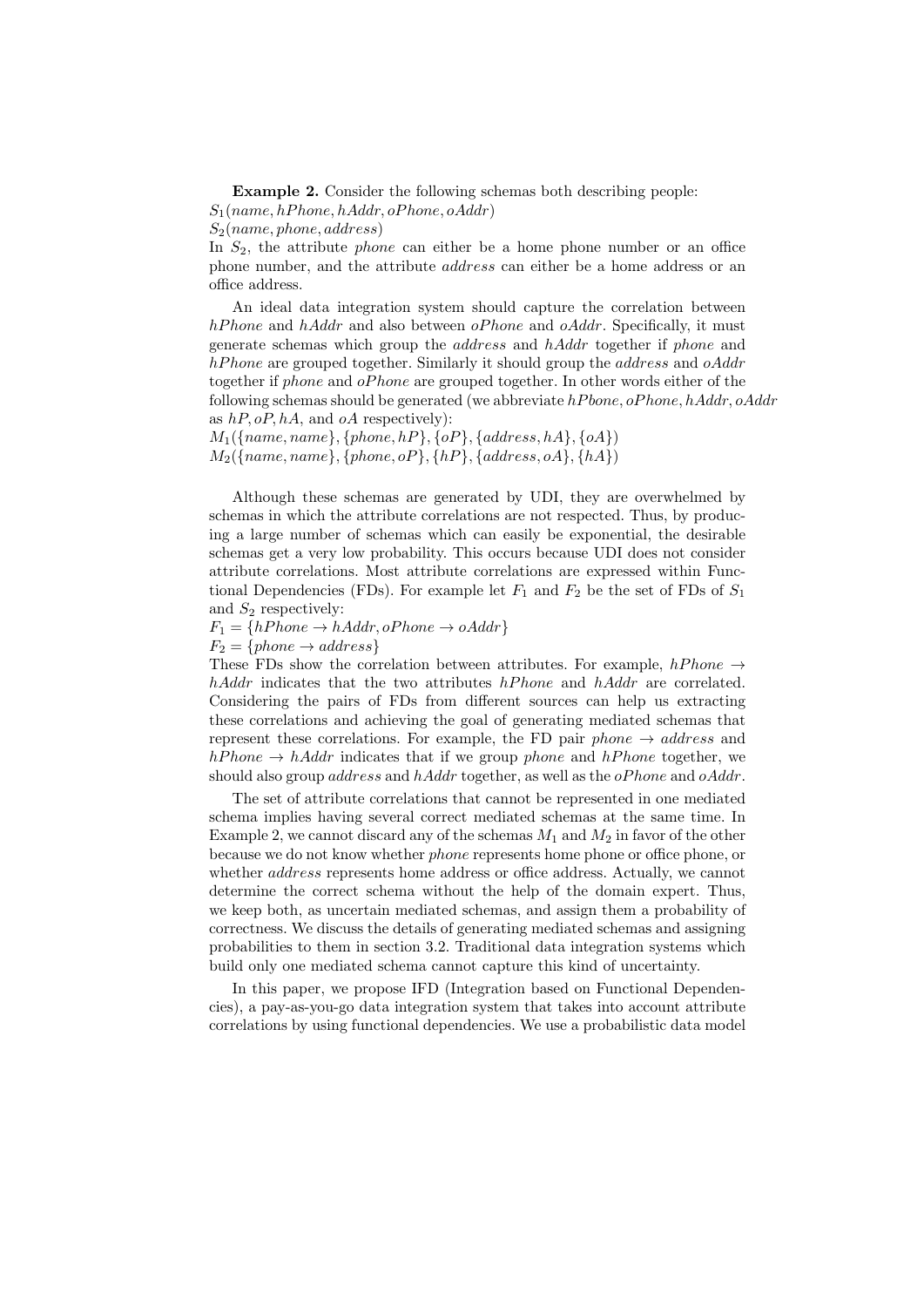**Example 2.** Consider the following schemas both describing people:
$S_1(name, hPhone, hAddr, oPhone, oAddr)$
$S_2(name, phone, address)$
In $S_2$, the attribute *phone* can either be a home phone number or an office phone number, and the attribute *address* can either be a home address or an office address.

An ideal data integration system should capture the correlation between *hPhone* and *hAddr* and also between *oPhone* and *oAddr*. Specifically, it must generate schemas which group the *address* and *hAddr* together if *phone* and *hPhone* are grouped together. Similarly it should group the *address* and *oAddr* together if *phone* and *oPhone* are grouped together. In other words either of the following schemas should be generated (we abbreviate *hPbone*, *oPhone*, *hAddr*, *oAddr* as *hP*, *oP*, *hA*, and *oA* respectively):
$M_1(\{name, name\}, \{phone, hP\}, \{oP\}, \{address, hA\}, \{oA\})$
$M_2(\{name, name\}, \{phone, oP\}, \{hP\}, \{address, oA\}, \{hA\})$

Although these schemas are generated by UDI, they are overwhelmed by schemas in which the attribute correlations are not respected. Thus, by producing a large number of schemas which can easily be exponential, the desirable schemas get a very low probability. This occurs because UDI does not consider attribute correlations. Most attribute correlations are expressed within Functional Dependencies (FDs). For example let $F_1$ and $F_2$ be the set of FDs of $S_1$ and $S_2$ respectively:
$F_1 = \{hPhone \rightarrow hAddr, oPhone \rightarrow oAddr\}$
$F_2 = \{phone \rightarrow address\}$
These FDs show the correlation between attributes. For example, $hPhone \rightarrow hAddr$ indicates that the two attributes *hPhone* and *hAddr* are correlated. Considering the pairs of FDs from different sources can help us extracting these correlations and achieving the goal of generating mediated schemas that represent these correlations. For example, the FD pair $phone \rightarrow address$ and $hPhone \rightarrow hAddr$ indicates that if we group *phone* and *hPhone* together, we should also group *address* and *hAddr* together, as well as the *oPhone* and *oAddr*.

The set of attribute correlations that cannot be represented in one mediated schema implies having several correct mediated schemas at the same time. In Example 2, we cannot discard any of the schemas $M_1$ and $M_2$ in favor of the other because we do not know whether *phone* represents home phone or office phone, or whether *address* represents home address or office address. Actually, we cannot determine the correct schema without the help of the domain expert. Thus, we keep both, as uncertain mediated schemas, and assign them a probability of correctness. We discuss the details of generating mediated schemas and assigning probabilities to them in section 3.2. Traditional data integration systems which build only one mediated schema cannot capture this kind of uncertainty.

In this paper, we propose IFD (Integration based on Functional Dependencies), a pay-as-you-go data integration system that takes into account attribute correlations by using functional dependencies. We use a probabilistic data model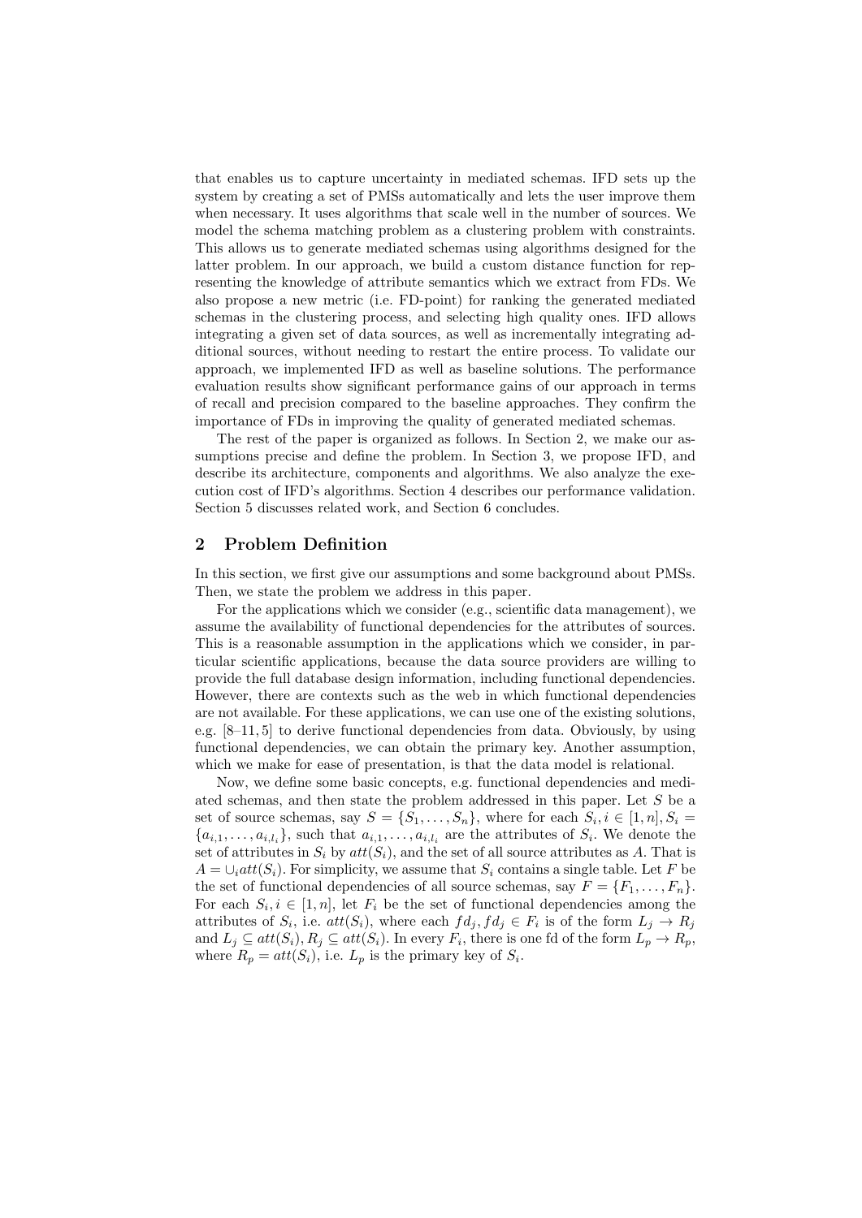that enables us to capture uncertainty in mediated schemas. IFD sets up the system by creating a set of PMSs automatically and lets the user improve them when necessary. It uses algorithms that scale well in the number of sources. We model the schema matching problem as a clustering problem with constraints. This allows us to generate mediated schemas using algorithms designed for the latter problem. In our approach, we build a custom distance function for representing the knowledge of attribute semantics which we extract from FDs. We also propose a new metric (i.e. FD-point) for ranking the generated mediated schemas in the clustering process, and selecting high quality ones. IFD allows integrating a given set of data sources, as well as incrementally integrating additional sources, without needing to restart the entire process. To validate our approach, we implemented IFD as well as baseline solutions. The performance evaluation results show significant performance gains of our approach in terms of recall and precision compared to the baseline approaches. They confirm the importance of FDs in improving the quality of generated mediated schemas.

The rest of the paper is organized as follows. In Section 2, we make our assumptions precise and define the problem. In Section 3, we propose IFD, and describe its architecture, components and algorithms. We also analyze the execution cost of IFD's algorithms. Section 4 describes our performance validation. Section 5 discusses related work, and Section 6 concludes.

## 2 Problem Definition

In this section, we first give our assumptions and some background about PMSs. Then, we state the problem we address in this paper.

For the applications which we consider (e.g., scientific data management), we assume the availability of functional dependencies for the attributes of sources. This is a reasonable assumption in the applications which we consider, in particular scientific applications, because the data source providers are willing to provide the full database design information, including functional dependencies. However, there are contexts such as the web in which functional dependencies are not available. For these applications, we can use one of the existing solutions, e.g. [8–11, 5] to derive functional dependencies from data. Obviously, by using functional dependencies, we can obtain the primary key. Another assumption, which we make for ease of presentation, is that the data model is relational.

Now, we define some basic concepts, e.g. functional dependencies and mediated schemas, and then state the problem addressed in this paper. Let $S$ be a set of source schemas, say $S = \{S_1, \ldots, S_n\}$, where for each $S_i, i \in [1, n], S_i = \{a_{i,1}, \ldots, a_{i,l_i}\}$, such that $a_{i,1}, \ldots, a_{i,l_i}$ are the attributes of $S_i$. We denote the set of attributes in $S_i$ by $att(S_i)$, and the set of all source attributes as $A$. That is $A = \cup_i att(S_i)$. For simplicity, we assume that $S_i$ contains a single table. Let $F$ be the set of functional dependencies of all source schemas, say $F = \{F_1, \ldots, F_n\}$. For each $S_i, i \in [1, n]$, let $F_i$ be the set of functional dependencies among the attributes of $S_i$, i.e. $att(S_i)$, where each $fd_j, fd_j \in F_i$ is of the form $L_j \rightarrow R_j$ and $L_j \subseteq att(S_i), R_j \subseteq att(S_i)$. In every $F_i$, there is one fd of the form $L_p \rightarrow R_p$, where $R_p = att(S_i)$, i.e. $L_p$ is the primary key of $S_i$.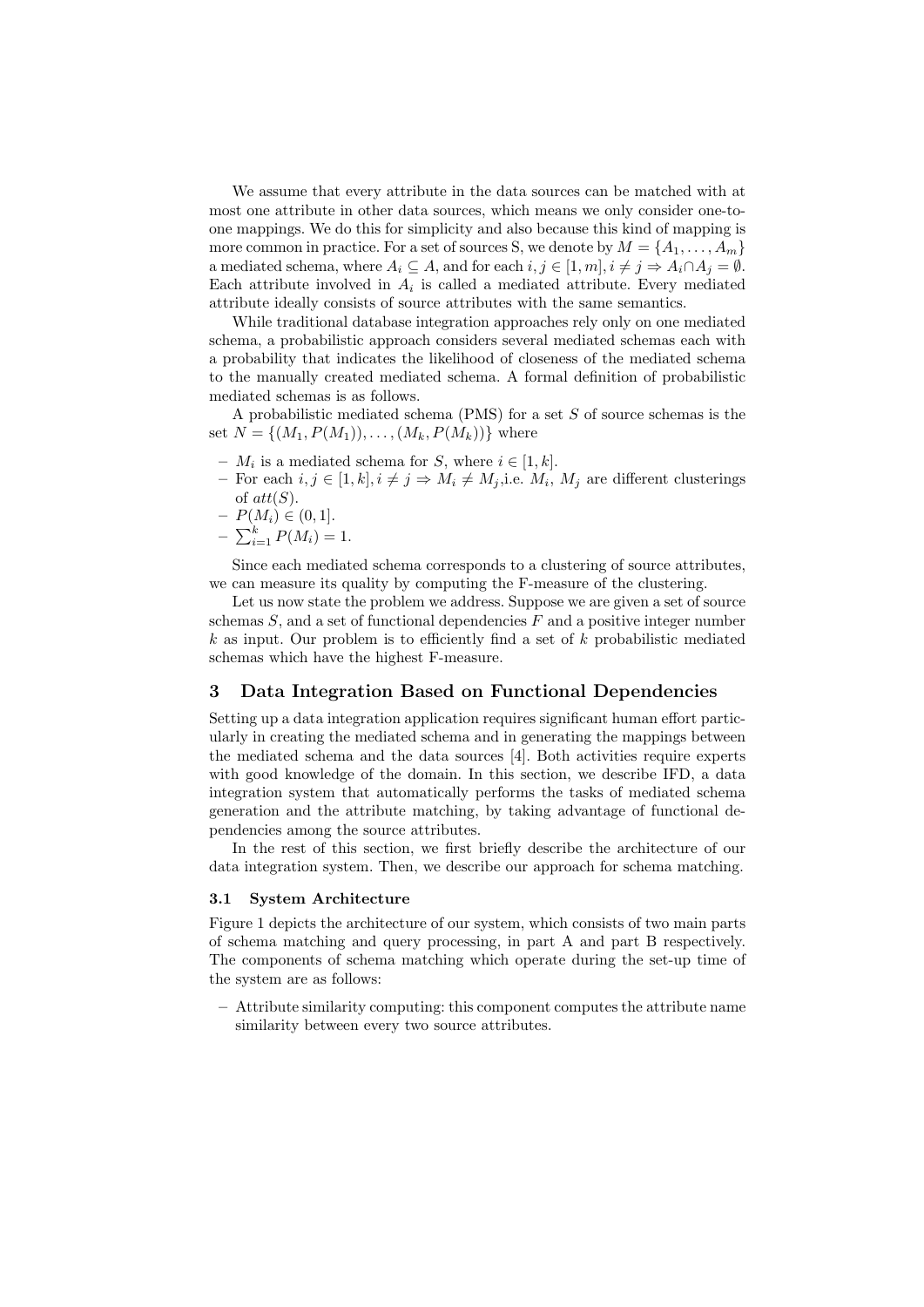We assume that every attribute in the data sources can be matched with at most one attribute in other data sources, which means we only consider one-to-one mappings. We do this for simplicity and also because this kind of mapping is more common in practice. For a set of sources S, we denote by $M = \{A_1, \ldots, A_m\}$ a mediated schema, where $A_i \subseteq A$, and for each $i, j \in [1, m], i \neq j \Rightarrow A_i \cap A_j = \emptyset$. Each attribute involved in $A_i$ is called a mediated attribute. Every mediated attribute ideally consists of source attributes with the same semantics.

While traditional database integration approaches rely only on one mediated schema, a probabilistic approach considers several mediated schemas each with a probability that indicates the likelihood of closeness of the mediated schema to the manually created mediated schema. A formal definition of probabilistic mediated schemas is as follows.

A probabilistic mediated schema (PMS) for a set $S$ of source schemas is the set $N = \{(M_1, P(M_1)), \ldots, (M_k, P(M_k))\}$ where

- $M_i$ is a mediated schema for $S$, where $i \in [1, k]$.
- For each $i, j \in [1, k], i \neq j \Rightarrow M_i \neq M_j$,i.e. $M_i$, $M_j$ are different clusterings of $att(S)$.
- $P(M_i) \in (0, 1]$.
- $\sum_{i=1}^{k} P(M_i) = 1$.

Since each mediated schema corresponds to a clustering of source attributes, we can measure its quality by computing the F-measure of the clustering.

Let us now state the problem we address. Suppose we are given a set of source schemas $S$, and a set of functional dependencies $F$ and a positive integer number $k$ as input. Our problem is to efficiently find a set of $k$ probabilistic mediated schemas which have the highest F-measure.

## 3 Data Integration Based on Functional Dependencies

Setting up a data integration application requires significant human effort particularly in creating the mediated schema and in generating the mappings between the mediated schema and the data sources [4]. Both activities require experts with good knowledge of the domain. In this section, we describe IFD, a data integration system that automatically performs the tasks of mediated schema generation and the attribute matching, by taking advantage of functional dependencies among the source attributes.

In the rest of this section, we first briefly describe the architecture of our data integration system. Then, we describe our approach for schema matching.

### 3.1 System Architecture

Figure 1 depicts the architecture of our system, which consists of two main parts of schema matching and query processing, in part A and part B respectively. The components of schema matching which operate during the set-up time of the system are as follows:

- Attribute similarity computing: this component computes the attribute name similarity between every two source attributes.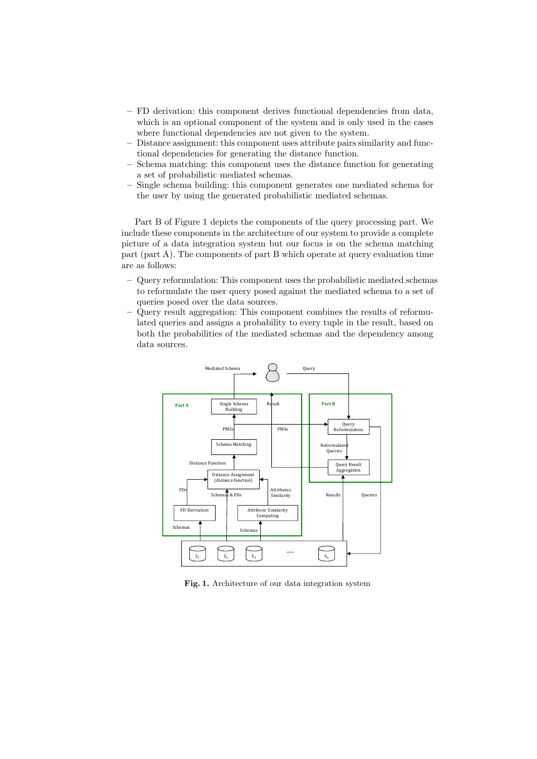- FD derivation: this component derives functional dependencies from data, which is an optional component of the system and is only used in the cases where functional dependencies are not given to the system.
- Distance assignment: this component uses attribute pairs similarity and functional dependencies for generating the distance function.
- Schema matching: this component uses the distance function for generating a set of probabilistic mediated schemas.
- Single schema building: this component generates one mediated schema for the user by using the generated probabilistic mediated schemas.

Part B of Figure 1 depicts the components of the query processing part. We include these components in the architecture of our system to provide a complete picture of a data integration system but our focus is on the schema matching part (part A). The components of part B which operate at query evaluation time are as follows:

- Query reformulation: This component uses the probabilistic mediated schemas to reformulate the user query posed against the mediated schema to a set of queries posed over the data sources.
- Query result aggregation: This component combines the results of reformulated queries and assigns a probability to every tuple in the result, based on both the probabilities of the mediated schemas and the dependency among data sources.

**Fig. 1.** Architecture of our data integration system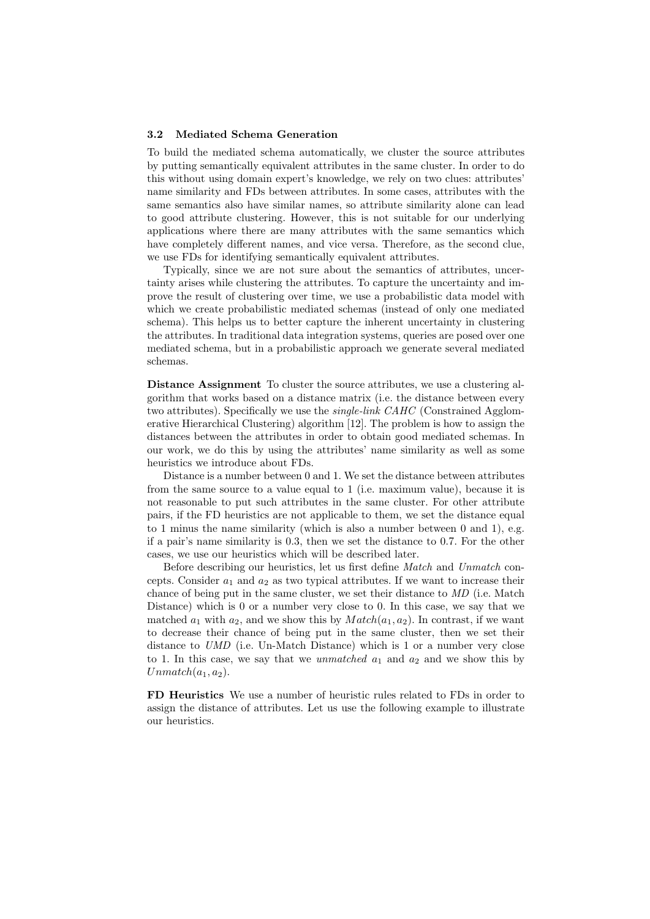### 3.2 Mediated Schema Generation

To build the mediated schema automatically, we cluster the source attributes by putting semantically equivalent attributes in the same cluster. In order to do this without using domain expert's knowledge, we rely on two clues: attributes' name similarity and FDs between attributes. In some cases, attributes with the same semantics also have similar names, so attribute similarity alone can lead to good attribute clustering. However, this is not suitable for our underlying applications where there are many attributes with the same semantics which have completely different names, and vice versa. Therefore, as the second clue, we use FDs for identifying semantically equivalent attributes.

Typically, since we are not sure about the semantics of attributes, uncertainty arises while clustering the attributes. To capture the uncertainty and improve the result of clustering over time, we use a probabilistic data model with which we create probabilistic mediated schemas (instead of only one mediated schema). This helps us to better capture the inherent uncertainty in clustering the attributes. In traditional data integration systems, queries are posed over one mediated schema, but in a probabilistic approach we generate several mediated schemas.

**Distance Assignment** To cluster the source attributes, we use a clustering algorithm that works based on a distance matrix (i.e. the distance between every two attributes). Specifically we use the *single-link CAHC* (Constrained Agglomerative Hierarchical Clustering) algorithm [12]. The problem is how to assign the distances between the attributes in order to obtain good mediated schemas. In our work, we do this by using the attributes' name similarity as well as some heuristics we introduce about FDs.

Distance is a number between 0 and 1. We set the distance between attributes from the same source to a value equal to 1 (i.e. maximum value), because it is not reasonable to put such attributes in the same cluster. For other attribute pairs, if the FD heuristics are not applicable to them, we set the distance equal to 1 minus the name similarity (which is also a number between 0 and 1), e.g. if a pair's name similarity is 0.3, then we set the distance to 0.7. For the other cases, we use our heuristics which will be described later.

Before describing our heuristics, let us first define *Match* and *Unmatch* concepts. Consider $a_1$ and $a_2$ as two typical attributes. If we want to increase their chance of being put in the same cluster, we set their distance to *MD* (i.e. Match Distance) which is 0 or a number very close to 0. In this case, we say that we matched $a_1$ with $a_2$, and we show this by $Match(a_1, a_2)$. In contrast, if we want to decrease their chance of being put in the same cluster, then we set their distance to *UMD* (i.e. Un-Match Distance) which is 1 or a number very close to 1. In this case, we say that we *unmatched* $a_1$ and $a_2$ and we show this by $Unmatch(a_1, a_2)$.

**FD Heuristics** We use a number of heuristic rules related to FDs in order to assign the distance of attributes. Let us use the following example to illustrate our heuristics.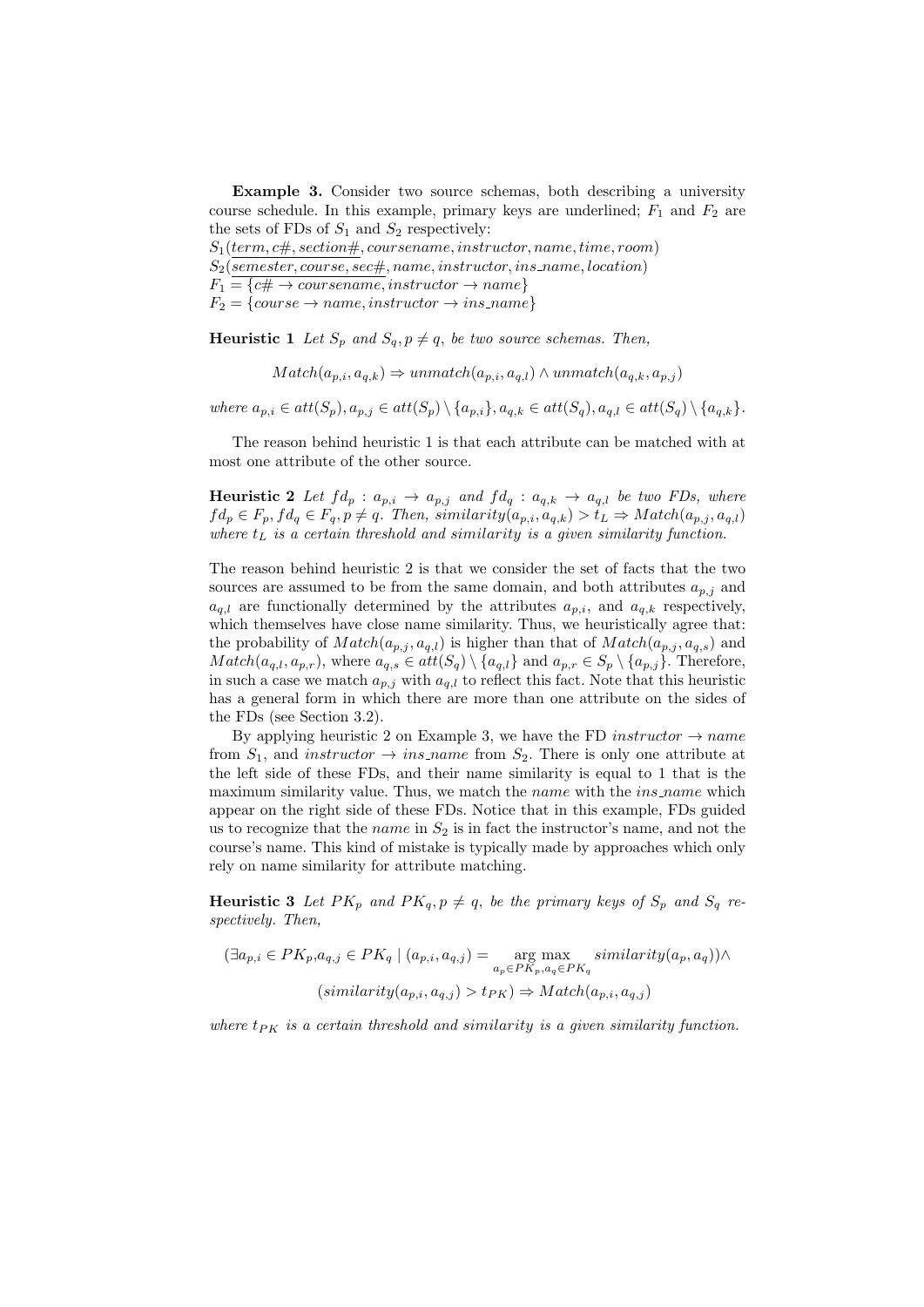**Example 3.** Consider two source schemas, both describing a university course schedule. In this example, primary keys are underlined; $F_1$ and $F_2$ are the sets of FDs of $S_1$ and $S_2$ respectively:

$S_1(\underline{term, c\#, section\#}, coursename, instructor, name, time, room)$
$S_2(\underline{semester, course, sec\#}, name, instructor, ins\_name, location)$
$F_1 = \{c\# \rightarrow coursename, instructor \rightarrow name\}$
$F_2 = \{course \rightarrow name, instructor \rightarrow ins\_name\}$

**Heuristic 1** *Let $S_p$ and $S_q, p \neq q$, be two source schemas. Then,*

$$Match(a_{p,i}, a_{q,k}) \Rightarrow unmatch(a_{p,i}, a_{q,l}) \wedge unmatch(a_{q,k}, a_{p,j})$$

*where $a_{p,i} \in att(S_p), a_{p,j} \in att(S_p) \setminus \{a_{p,i}\}, a_{q,k} \in att(S_q), a_{q,l} \in att(S_q) \setminus \{a_{q,k}\}$.*

The reason behind heuristic 1 is that each attribute can be matched with at most one attribute of the other source.

**Heuristic 2** *Let $fd_p : a_{p,i} \rightarrow a_{p,j}$ and $fd_q : a_{q,k} \rightarrow a_{q,l}$ be two FDs, where $fd_p \in F_p, fd_q \in F_q, p \neq q$. Then, $similarity(a_{p,i}, a_{q,k}) > t_L \Rightarrow Match(a_{p,j}, a_{q,l})$ where $t_L$ is a certain threshold and similarity is a given similarity function.*

The reason behind heuristic 2 is that we consider the set of facts that the two sources are assumed to be from the same domain, and both attributes $a_{p,j}$ and $a_{q,l}$ are functionally determined by the attributes $a_{p,i}$, and $a_{q,k}$ respectively, which themselves have close name similarity. Thus, we heuristically agree that: the probability of $Match(a_{p,j}, a_{q,l})$ is higher than that of $Match(a_{p,j}, a_{q,s})$ and $Match(a_{q,l}, a_{p,r})$, where $a_{q,s} \in att(S_q) \setminus \{a_{q,l}\}$ and $a_{p,r} \in S_p \setminus \{a_{p,j}\}$. Therefore, in such a case we match $a_{p,j}$ with $a_{q,l}$ to reflect this fact. Note that this heuristic has a general form in which there are more than one attribute on the sides of the FDs (see Section 3.2).

By applying heuristic 2 on Example 3, we have the FD $instructor \rightarrow name$ from $S_1$, and $instructor \rightarrow ins\_name$ from $S_2$. There is only one attribute at the left side of these FDs, and their name similarity is equal to 1 that is the maximum similarity value. Thus, we match the *name* with the *ins_name* which appear on the right side of these FDs. Notice that in this example, FDs guided us to recognize that the *name* in $S_2$ is in fact the instructor's name, and not the course's name. This kind of mistake is typically made by approaches which only rely on name similarity for attribute matching.

**Heuristic 3** *Let $PK_p$ and $PK_q, p \neq q$, be the primary keys of $S_p$ and $S_q$ respectively. Then,*

$$(\exists a_{p,i} \in PK_p, a_{q,j} \in PK_q \mid (a_{p,i}, a_{q,j}) = \underset{a_p \in PK_p, a_q \in PK_q}{\arg\max} similarity(a_p, a_q)) \wedge$$
$$(similarity(a_{p,i}, a_{q,j}) > t_{PK}) \Rightarrow Match(a_{p,i}, a_{q,j})$$

*where $t_{PK}$ is a certain threshold and similarity is a given similarity function.*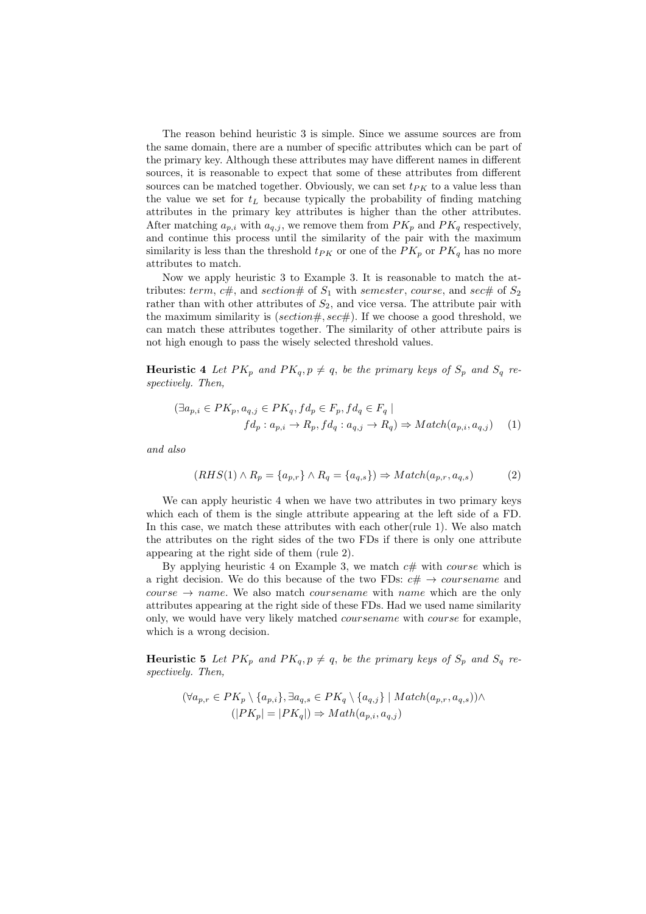The reason behind heuristic 3 is simple. Since we assume sources are from the same domain, there are a number of specific attributes which can be part of the primary key. Although these attributes may have different names in different sources, it is reasonable to expect that some of these attributes from different sources can be matched together. Obviously, we can set $t_{PK}$ to a value less than the value we set for $t_L$ because typically the probability of finding matching attributes in the primary key attributes is higher than the other attributes. After matching $a_{p,i}$ with $a_{q,j}$, we remove them from $PK_p$ and $PK_q$ respectively, and continue this process until the similarity of the pair with the maximum similarity is less than the threshold $t_{PK}$ or one of the $PK_p$ or $PK_q$ has no more attributes to match.

Now we apply heuristic 3 to Example 3. It is reasonable to match the attributes: *term*, *c#*, and *section#* of $S_1$ with *semester*, *course*, and *sec#* of $S_2$ rather than with other attributes of $S_2$, and vice versa. The attribute pair with the maximum similarity is (*section#*, *sec#*). If we choose a good threshold, we can match these attributes together. The similarity of other attribute pairs is not high enough to pass the wisely selected threshold values.

**Heuristic 4** *Let $PK_p$ and $PK_q, p \neq q$, be the primary keys of $S_p$ and $S_q$ respectively. Then,*

$$(\exists a_{p,i} \in PK_p, a_{q,j} \in PK_q, fd_p \in F_p, fd_q \in F_q \mid fd_p : a_{p,i} \rightarrow R_p, fd_q : a_{q,j} \rightarrow R_q) \Rightarrow Match(a_{p,i}, a_{q,j}) \quad (1)$$

*and also*

$$(RHS(1) \wedge R_p = \{a_{p,r}\} \wedge R_q = \{a_{q,s}\}) \Rightarrow Match(a_{p,r}, a_{q,s}) \quad (2)$$

We can apply heuristic 4 when we have two attributes in two primary keys which each of them is the single attribute appearing at the left side of a FD. In this case, we match these attributes with each other(rule 1). We also match the attributes on the right sides of the two FDs if there is only one attribute appearing at the right side of them (rule 2).

By applying heuristic 4 on Example 3, we match *c#* with *course* which is a right decision. We do this because of the two FDs: *c#* $\rightarrow$ *coursename* and *course* $\rightarrow$ *name*. We also match *coursename* with *name* which are the only attributes appearing at the right side of these FDs. Had we used name similarity only, we would have very likely matched *coursename* with *course* for example, which is a wrong decision.

**Heuristic 5** *Let $PK_p$ and $PK_q, p \neq q$, be the primary keys of $S_p$ and $S_q$ respectively. Then,*

$$(\forall a_{p,r} \in PK_p \setminus \{a_{p,i}\}, \exists a_{q,s} \in PK_q \setminus \{a_{q,j}\} \mid Match(a_{p,r}, a_{q,s})) \wedge (|PK_p| = |PK_q|) \Rightarrow Math(a_{p,i}, a_{q,j})$$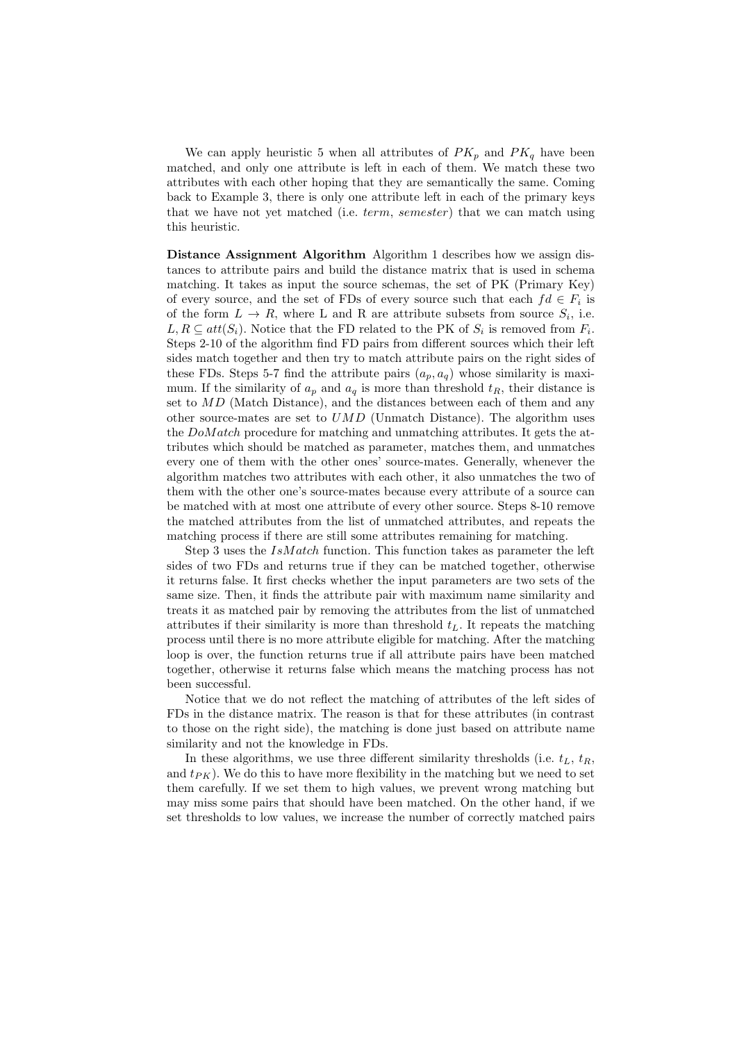We can apply heuristic 5 when all attributes of $PK_p$ and $PK_q$ have been matched, and only one attribute is left in each of them. We match these two attributes with each other hoping that they are semantically the same. Coming back to Example 3, there is only one attribute left in each of the primary keys that we have not yet matched (i.e. *term*, *semester*) that we can match using this heuristic.

**Distance Assignment Algorithm** Algorithm 1 describes how we assign distances to attribute pairs and build the distance matrix that is used in schema matching. It takes as input the source schemas, the set of PK (Primary Key) of every source, and the set of FDs of every source such that each $fd \in F_i$ is of the form $L \rightarrow R$, where L and R are attribute subsets from source $S_i$, i.e. $L, R \subseteq att(S_i)$. Notice that the FD related to the PK of $S_i$ is removed from $F_i$. Steps 2-10 of the algorithm find FD pairs from different sources which their left sides match together and then try to match attribute pairs on the right sides of these FDs. Steps 5-7 find the attribute pairs $(a_p, a_q)$ whose similarity is maximum. If the similarity of $a_p$ and $a_q$ is more than threshold $t_R$, their distance is set to $MD$ (Match Distance), and the distances between each of them and any other source-mates are set to $UMD$ (Unmatch Distance). The algorithm uses the *DoMatch* procedure for matching and unmatching attributes. It gets the attributes which should be matched as parameter, matches them, and unmatches every one of them with the other ones' source-mates. Generally, whenever the algorithm matches two attributes with each other, it also unmatches the two of them with the other one's source-mates because every attribute of a source can be matched with at most one attribute of every other source. Steps 8-10 remove the matched attributes from the list of unmatched attributes, and repeats the matching process if there are still some attributes remaining for matching.

Step 3 uses the *IsMatch* function. This function takes as parameter the left sides of two FDs and returns true if they can be matched together, otherwise it returns false. It first checks whether the input parameters are two sets of the same size. Then, it finds the attribute pair with maximum name similarity and treats it as matched pair by removing the attributes from the list of unmatched attributes if their similarity is more than threshold $t_L$. It repeats the matching process until there is no more attribute eligible for matching. After the matching loop is over, the function returns true if all attribute pairs have been matched together, otherwise it returns false which means the matching process has not been successful.

Notice that we do not reflect the matching of attributes of the left sides of FDs in the distance matrix. The reason is that for these attributes (in contrast to those on the right side), the matching is done just based on attribute name similarity and not the knowledge in FDs.

In these algorithms, we use three different similarity thresholds (i.e. $t_L$, $t_R$, and $t_{PK}$). We do this to have more flexibility in the matching but we need to set them carefully. If we set them to high values, we prevent wrong matching but may miss some pairs that should have been matched. On the other hand, if we set thresholds to low values, we increase the number of correctly matched pairs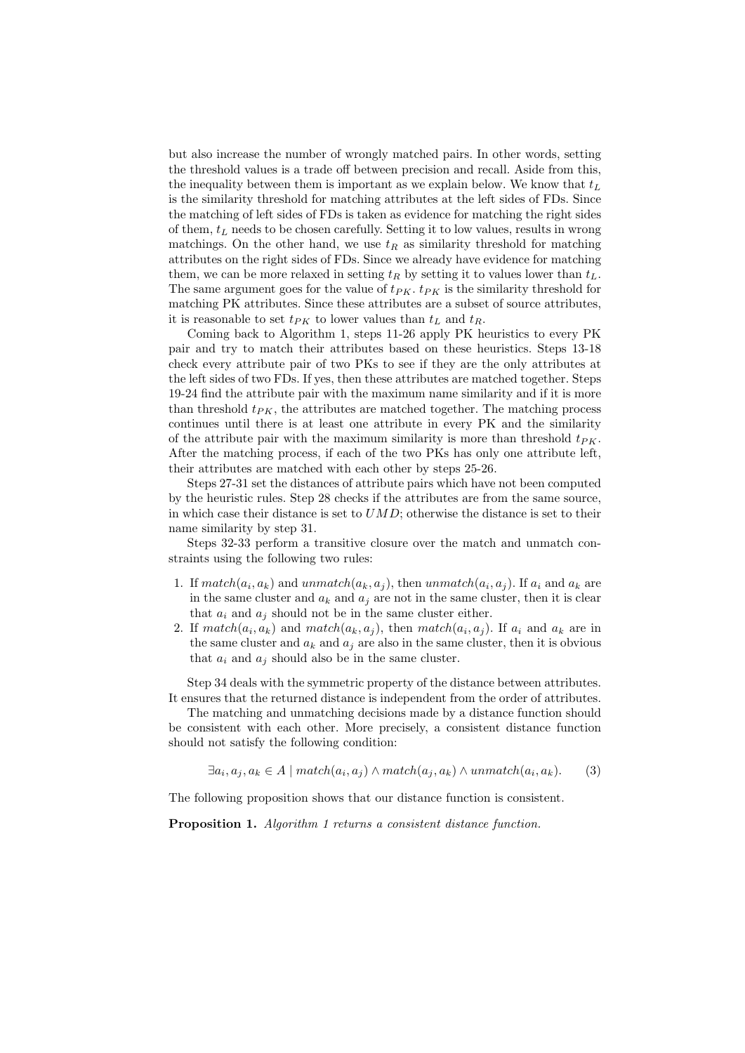but also increase the number of wrongly matched pairs. In other words, setting the threshold values is a trade off between precision and recall. Aside from this, the inequality between them is important as we explain below. We know that $t_L$ is the similarity threshold for matching attributes at the left sides of FDs. Since the matching of left sides of FDs is taken as evidence for matching the right sides of them, $t_L$ needs to be chosen carefully. Setting it to low values, results in wrong matchings. On the other hand, we use $t_R$ as similarity threshold for matching attributes on the right sides of FDs. Since we already have evidence for matching them, we can be more relaxed in setting $t_R$ by setting it to values lower than $t_L$. The same argument goes for the value of $t_{PK}$. $t_{PK}$ is the similarity threshold for matching PK attributes. Since these attributes are a subset of source attributes, it is reasonable to set $t_{PK}$ to lower values than $t_L$ and $t_R$.

Coming back to Algorithm 1, steps 11-26 apply PK heuristics to every PK pair and try to match their attributes based on these heuristics. Steps 13-18 check every attribute pair of two PKs to see if they are the only attributes at the left sides of two FDs. If yes, then these attributes are matched together. Steps 19-24 find the attribute pair with the maximum name similarity and if it is more than threshold $t_{PK}$, the attributes are matched together. The matching process continues until there is at least one attribute in every PK and the similarity of the attribute pair with the maximum similarity is more than threshold $t_{PK}$. After the matching process, if each of the two PKs has only one attribute left, their attributes are matched with each other by steps 25-26.

Steps 27-31 set the distances of attribute pairs which have not been computed by the heuristic rules. Step 28 checks if the attributes are from the same source, in which case their distance is set to $UMD$; otherwise the distance is set to their name similarity by step 31.

Steps 32-33 perform a transitive closure over the match and unmatch constraints using the following two rules:

1. If $match(a_i, a_k)$ and $unmatch(a_k, a_j)$, then $unmatch(a_i, a_j)$. If $a_i$ and $a_k$ are in the same cluster and $a_k$ and $a_j$ are not in the same cluster, then it is clear that $a_i$ and $a_j$ should not be in the same cluster either.
2. If $match(a_i, a_k)$ and $match(a_k, a_j)$, then $match(a_i, a_j)$. If $a_i$ and $a_k$ are in the same cluster and $a_k$ and $a_j$ are also in the same cluster, then it is obvious that $a_i$ and $a_j$ should also be in the same cluster.

Step 34 deals with the symmetric property of the distance between attributes. It ensures that the returned distance is independent from the order of attributes.

The matching and unmatching decisions made by a distance function should be consistent with each other. More precisely, a consistent distance function should not satisfy the following condition:

$$\exists a_i, a_j, a_k \in A \mid match(a_i, a_j) \wedge match(a_j, a_k) \wedge unmatch(a_i, a_k). \qquad (3)$$

The following proposition shows that our distance function is consistent.

**Proposition 1.** *Algorithm 1 returns a consistent distance function.*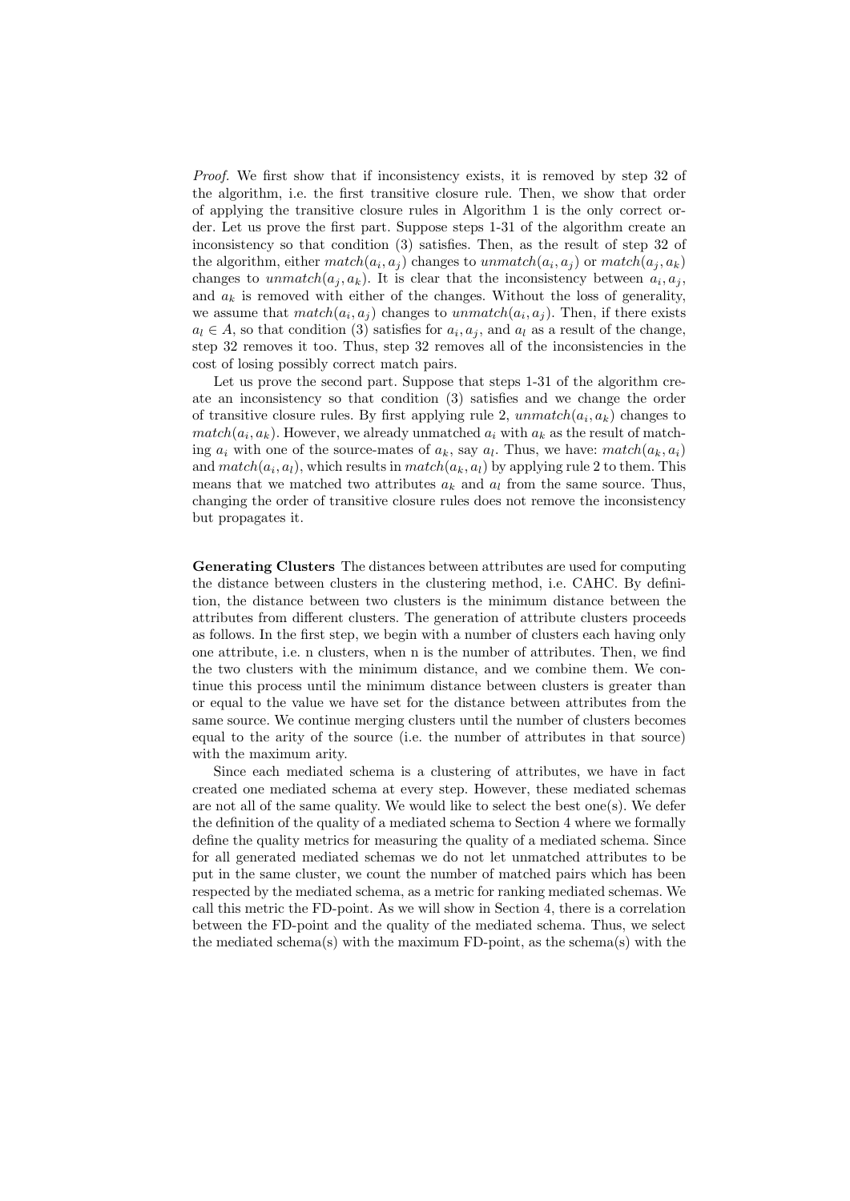*Proof.* We first show that if inconsistency exists, it is removed by step 32 of the algorithm, i.e. the first transitive closure rule. Then, we show that order of applying the transitive closure rules in Algorithm 1 is the only correct order. Let us prove the first part. Suppose steps 1-31 of the algorithm create an inconsistency so that condition (3) satisfies. Then, as the result of step 32 of the algorithm, either $match(a_i, a_j)$ changes to $unmatch(a_i, a_j)$ or $match(a_j, a_k)$ changes to $unmatch(a_j, a_k)$. It is clear that the inconsistency between $a_i, a_j$, and $a_k$ is removed with either of the changes. Without the loss of generality, we assume that $match(a_i, a_j)$ changes to $unmatch(a_i, a_j)$. Then, if there exists $a_l \in A$, so that condition (3) satisfies for $a_i, a_j$, and $a_l$ as a result of the change, step 32 removes it too. Thus, step 32 removes all of the inconsistencies in the cost of losing possibly correct match pairs.

Let us prove the second part. Suppose that steps 1-31 of the algorithm create an inconsistency so that condition (3) satisfies and we change the order of transitive closure rules. By first applying rule 2, $unmatch(a_i, a_k)$ changes to $match(a_i, a_k)$. However, we already unmatched $a_i$ with $a_k$ as the result of matching $a_i$ with one of the source-mates of $a_k$, say $a_l$. Thus, we have: $match(a_k, a_i)$ and $match(a_i, a_l)$, which results in $match(a_k, a_l)$ by applying rule 2 to them. This means that we matched two attributes $a_k$ and $a_l$ from the same source. Thus, changing the order of transitive closure rules does not remove the inconsistency but propagates it.

**Generating Clusters** The distances between attributes are used for computing the distance between clusters in the clustering method, i.e. CAHC. By definition, the distance between two clusters is the minimum distance between the attributes from different clusters. The generation of attribute clusters proceeds as follows. In the first step, we begin with a number of clusters each having only one attribute, i.e. n clusters, when n is the number of attributes. Then, we find the two clusters with the minimum distance, and we combine them. We continue this process until the minimum distance between clusters is greater than or equal to the value we have set for the distance between attributes from the same source. We continue merging clusters until the number of clusters becomes equal to the arity of the source (i.e. the number of attributes in that source) with the maximum arity.

Since each mediated schema is a clustering of attributes, we have in fact created one mediated schema at every step. However, these mediated schemas are not all of the same quality. We would like to select the best one(s). We defer the definition of the quality of a mediated schema to Section 4 where we formally define the quality metrics for measuring the quality of a mediated schema. Since for all generated mediated schemas we do not let unmatched attributes to be put in the same cluster, we count the number of matched pairs which has been respected by the mediated schema, as a metric for ranking mediated schemas. We call this metric the FD-point. As we will show in Section 4, there is a correlation between the FD-point and the quality of the mediated schema. Thus, we select the mediated schema(s) with the maximum FD-point, as the schema(s) with the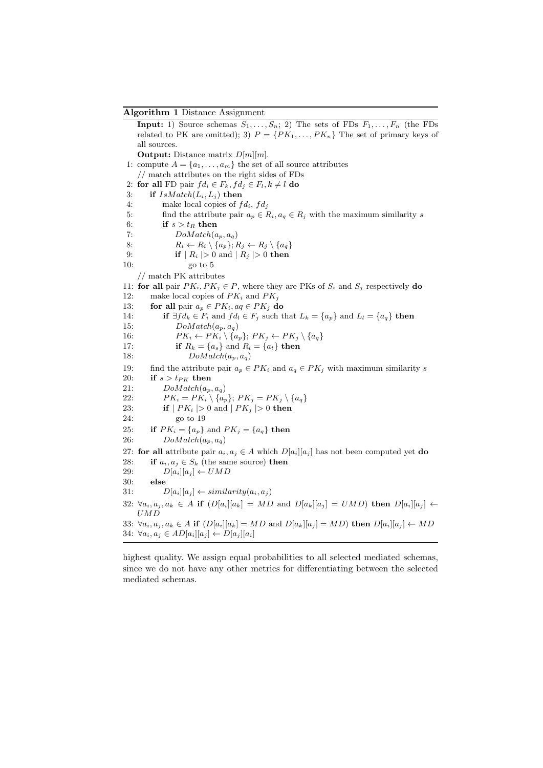**Algorithm 1** Distance Assignment

**Input:** 1) Source schemas $S_1, \ldots, S_n$; 2) The sets of FDs $F_1, \ldots, F_n$ (the FDs related to PK are omitted); 3) $P = \{PK_1, \ldots, PK_n\}$ The set of primary keys of all sources.

**Output:** Distance matrix $D[m][m]$.

```
1: compute A = {a_1, ..., a_m} the set of all source attributes
   // match attributes on the right sides of FDs
2: for all FD pair fd_i ∈ F_k, fd_j ∈ F_l, k ≠ l do
3:     if IsMatch(L_i, L_j) then
4:         make local copies of fd_i, fd_j
5:         find the attribute pair a_p ∈ R_i, a_q ∈ R_j with the maximum similarity s
6:         if s > t_R then
7:             DoMatch(a_p, a_q)
8:             R_i ← R_i \ {a_p}; R_j ← R_j \ {a_q}
9:             if | R_i |> 0 and | R_j |> 0 then
10:                go to 5
   // match PK attributes
11: for all pair PK_i, PK_j ∈ P, where they are PKs of S_i and S_j respectively do
12:     make local copies of PK_i and PK_j
13:     for all pair a_p ∈ PK_i, aq ∈ PK_j do
14:         if ∃fd_k ∈ F_i and fd_l ∈ F_j such that L_k = {a_p} and L_l = {a_q} then
15:             DoMatch(a_p, a_q)
16:             PK_i ← PK_i \ {a_p}; PK_j ← PK_j \ {a_q}
17:             if R_k = {a_s} and R_l = {a_t} then
18:                 DoMatch(a_p, a_q)
19:     find the attribute pair a_p ∈ PK_i and a_q ∈ PK_j with maximum similarity s
20:     if s > t_PK then
21:         DoMatch(a_p, a_q)
22:         PK_i = PK_i \ {a_p}; PK_j = PK_j \ {a_q}
23:         if | PK_i |> 0 and | PK_j |> 0 then
24:             go to 19
25:     if PK_i = {a_p} and PK_j = {a_q} then
26:         DoMatch(a_p, a_q)
27: for all attribute pair a_i, a_j ∈ A which D[a_i][a_j] has not been computed yet do
28:     if a_i, a_j ∈ S_k (the same source) then
29:         D[a_i][a_j] ← UMD
30:     else
31:         D[a_i][a_j] ← similarity(a_i, a_j)
32: ∀a_i, a_j, a_k ∈ A if (D[a_i][a_k] = MD and D[a_k][a_j] = UMD) then D[a_i][a_j] ← UMD
33: ∀a_i, a_j, a_k ∈ A if (D[a_i][a_k] = MD and D[a_k][a_j] = MD) then D[a_i][a_j] ← MD
34: ∀a_i, a_j ∈ AD[a_i][a_j] ← D[a_j][a_i]
```

highest quality. We assign equal probabilities to all selected mediated schemas, since we do not have any other metrics for differentiating between the selected mediated schemas.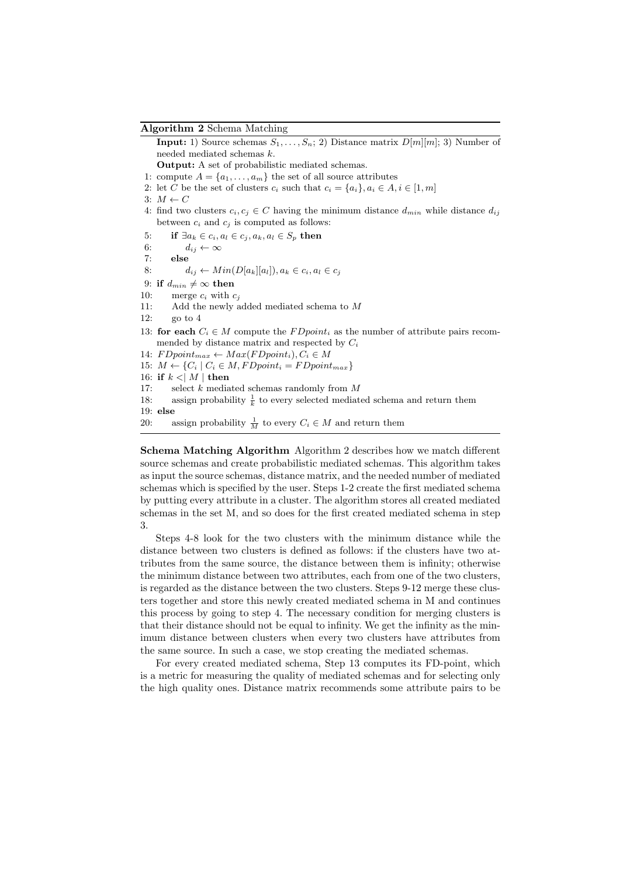**Algorithm 2** Schema Matching

```
Input: 1) Source schemas S_1, ..., S_n; 2) Distance matrix D[m][m]; 3) Number of
       needed mediated schemas k.
Output: A set of probabilistic mediated schemas.
 1: compute A = {a_1, ..., a_m} the set of all source attributes
 2: let C be the set of clusters c_i such that c_i = {a_i}, a_i ∈ A, i ∈ [1, m]
 3: M ← C
 4: find two clusters c_i, c_j ∈ C having the minimum distance d_min while distance d_ij
    between c_i and c_j is computed as follows:
 5:     if ∃a_k ∈ c_i, a_l ∈ c_j, a_k, a_l ∈ S_p then
 6:         d_ij ← ∞
 7:     else
 8:         d_ij ← Min(D[a_k][a_l]), a_k ∈ c_i, a_l ∈ c_j
 9: if d_min ≠ ∞ then
10:     merge c_i with c_j
11:     Add the newly added mediated schema to M
12:     go to 4
13: for each C_i ∈ M compute the FDpoint_i as the number of attribute pairs recom-
    mended by distance matrix and respected by C_i
14: FDpoint_max ← Max(FDpoint_i), C_i ∈ M
15: M ← {C_i | C_i ∈ M, FDpoint_i = FDpoint_max}
16: if k <| M | then
17:     select k mediated schemas randomly from M
18:     assign probability 1/k to every selected mediated schema and return them
19: else
20:     assign probability 1/M to every C_i ∈ M and return them
```

**Schema Matching Algorithm** Algorithm 2 describes how we match different source schemas and create probabilistic mediated schemas. This algorithm takes as input the source schemas, distance matrix, and the needed number of mediated schemas which is specified by the user. Steps 1-2 create the first mediated schema by putting every attribute in a cluster. The algorithm stores all created mediated schemas in the set M, and so does for the first created mediated schema in step 3.

Steps 4-8 look for the two clusters with the minimum distance while the distance between two clusters is defined as follows: if the clusters have two attributes from the same source, the distance between them is infinity; otherwise the minimum distance between two attributes, each from one of the two clusters, is regarded as the distance between the two clusters. Steps 9-12 merge these clusters together and store this newly created mediated schema in M and continues this process by going to step 4. The necessary condition for merging clusters is that their distance should not be equal to infinity. We get the infinity as the minimum distance between clusters when every two clusters have attributes from the same source. In such a case, we stop creating the mediated schemas.

For every created mediated schema, Step 13 computes its FD-point, which is a metric for measuring the quality of mediated schemas and for selecting only the high quality ones. Distance matrix recommends some attribute pairs to be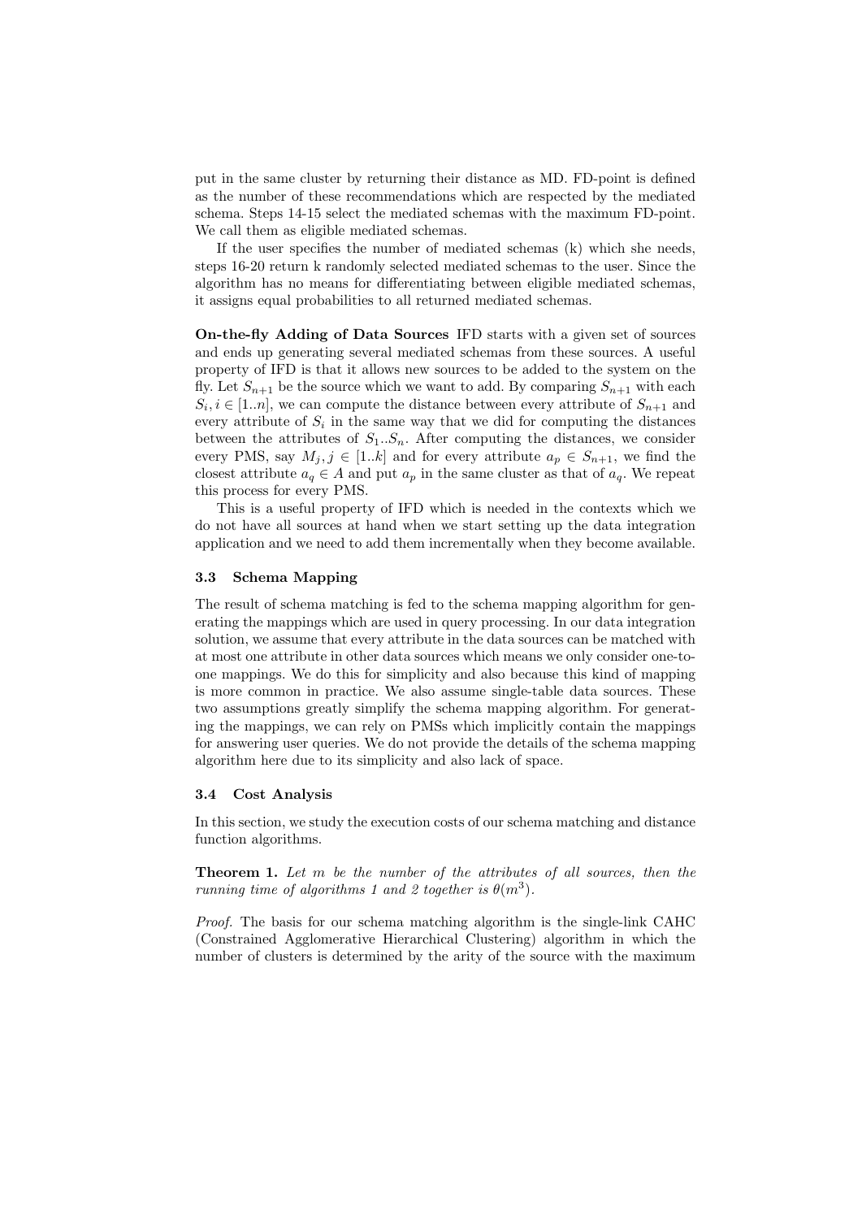put in the same cluster by returning their distance as MD. FD-point is defined as the number of these recommendations which are respected by the mediated schema. Steps 14-15 select the mediated schemas with the maximum FD-point. We call them as eligible mediated schemas.

If the user specifies the number of mediated schemas (k) which she needs, steps 16-20 return k randomly selected mediated schemas to the user. Since the algorithm has no means for differentiating between eligible mediated schemas, it assigns equal probabilities to all returned mediated schemas.

**On-the-fly Adding of Data Sources** IFD starts with a given set of sources and ends up generating several mediated schemas from these sources. A useful property of IFD is that it allows new sources to be added to the system on the fly. Let $S_{n+1}$ be the source which we want to add. By comparing $S_{n+1}$ with each $S_i, i \in [1..n]$, we can compute the distance between every attribute of $S_{n+1}$ and every attribute of $S_i$ in the same way that we did for computing the distances between the attributes of $S_1..S_n$. After computing the distances, we consider every PMS, say $M_j, j \in [1..k]$ and for every attribute $a_p \in S_{n+1}$, we find the closest attribute $a_q \in A$ and put $a_p$ in the same cluster as that of $a_q$. We repeat this process for every PMS.

This is a useful property of IFD which is needed in the contexts which we do not have all sources at hand when we start setting up the data integration application and we need to add them incrementally when they become available.

### 3.3 Schema Mapping

The result of schema matching is fed to the schema mapping algorithm for generating the mappings which are used in query processing. In our data integration solution, we assume that every attribute in the data sources can be matched with at most one attribute in other data sources which means we only consider one-to-one mappings. We do this for simplicity and also because this kind of mapping is more common in practice. We also assume single-table data sources. These two assumptions greatly simplify the schema mapping algorithm. For generating the mappings, we can rely on PMSs which implicitly contain the mappings for answering user queries. We do not provide the details of the schema mapping algorithm here due to its simplicity and also lack of space.

### 3.4 Cost Analysis

In this section, we study the execution costs of our schema matching and distance function algorithms.

**Theorem 1.** *Let m be the number of the attributes of all sources, then the running time of algorithms 1 and 2 together is* $\theta(m^3)$.

*Proof.* The basis for our schema matching algorithm is the single-link CAHC (Constrained Agglomerative Hierarchical Clustering) algorithm in which the number of clusters is determined by the arity of the source with the maximum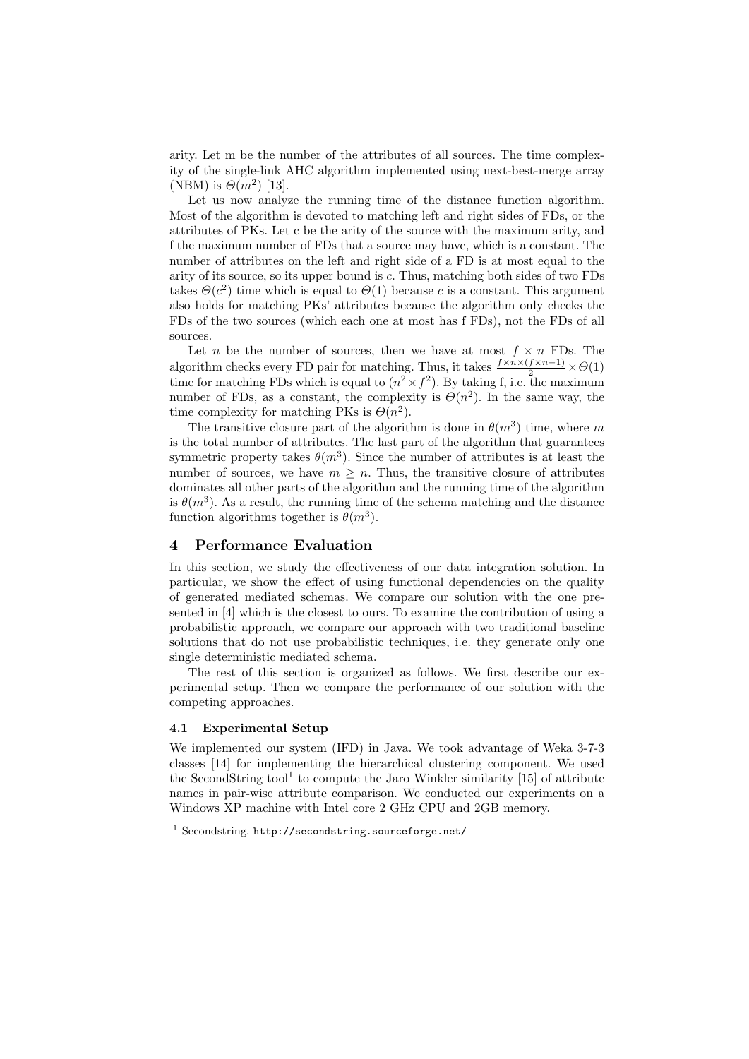arity. Let m be the number of the attributes of all sources. The time complexity of the single-link AHC algorithm implemented using next-best-merge array (NBM) is $\Theta(m^2)$ [13].

Let us now analyze the running time of the distance function algorithm. Most of the algorithm is devoted to matching left and right sides of FDs, or the attributes of PKs. Let c be the arity of the source with the maximum arity, and f the maximum number of FDs that a source may have, which is a constant. The number of attributes on the left and right side of a FD is at most equal to the arity of its source, so its upper bound is $c$. Thus, matching both sides of two FDs takes $\Theta(c^2)$ time which is equal to $\Theta(1)$ because $c$ is a constant. This argument also holds for matching PKs' attributes because the algorithm only checks the FDs of the two sources (which each one at most has f FDs), not the FDs of all sources.

Let $n$ be the number of sources, then we have at most $f \times n$ FDs. The algorithm checks every FD pair for matching. Thus, it takes $\frac{f \times n \times (f \times n - 1)}{2} \times \Theta(1)$ time for matching FDs which is equal to $(n^2 \times f^2)$. By taking f, i.e. the maximum number of FDs, as a constant, the complexity is $\Theta(n^2)$. In the same way, the time complexity for matching PKs is $\Theta(n^2)$.

The transitive closure part of the algorithm is done in $\theta(m^3)$ time, where $m$ is the total number of attributes. The last part of the algorithm that guarantees symmetric property takes $\theta(m^3)$. Since the number of attributes is at least the number of sources, we have $m \geq n$. Thus, the transitive closure of attributes dominates all other parts of the algorithm and the running time of the algorithm is $\theta(m^3)$. As a result, the running time of the schema matching and the distance function algorithms together is $\theta(m^3)$.

## 4 Performance Evaluation

In this section, we study the effectiveness of our data integration solution. In particular, we show the effect of using functional dependencies on the quality of generated mediated schemas. We compare our solution with the one presented in [4] which is the closest to ours. To examine the contribution of using a probabilistic approach, we compare our approach with two traditional baseline solutions that do not use probabilistic techniques, i.e. they generate only one single deterministic mediated schema.

The rest of this section is organized as follows. We first describe our experimental setup. Then we compare the performance of our solution with the competing approaches.

### 4.1 Experimental Setup

We implemented our system (IFD) in Java. We took advantage of Weka 3-7-3 classes [14] for implementing the hierarchical clustering component. We used the SecondString tool[1] to compute the Jaro Winkler similarity [15] of attribute names in pair-wise attribute comparison. We conducted our experiments on a Windows XP machine with Intel core 2 GHz CPU and 2GB memory.

[1] Secondstring. http://secondstring.sourceforge.net/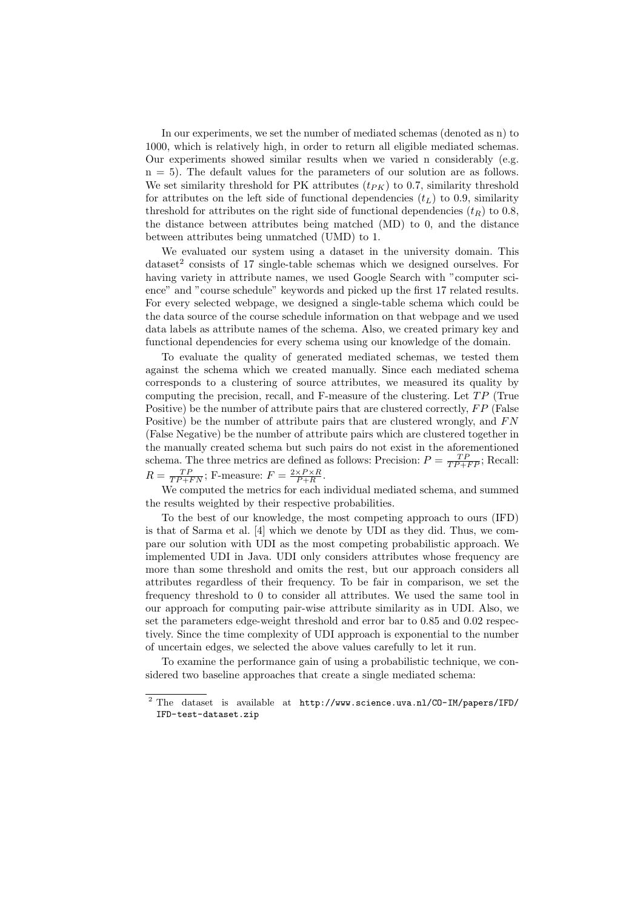In our experiments, we set the number of mediated schemas (denoted as n) to 1000, which is relatively high, in order to return all eligible mediated schemas. Our experiments showed similar results when we varied n considerably (e.g. n = 5). The default values for the parameters of our solution are as follows. We set similarity threshold for PK attributes ($t_{PK}$) to 0.7, similarity threshold for attributes on the left side of functional dependencies ($t_L$) to 0.9, similarity threshold for attributes on the right side of functional dependencies ($t_R$) to 0.8, the distance between attributes being matched (MD) to 0, and the distance between attributes being unmatched (UMD) to 1.

We evaluated our system using a dataset in the university domain. This dataset[2] consists of 17 single-table schemas which we designed ourselves. For having variety in attribute names, we used Google Search with "computer science" and "course schedule" keywords and picked up the first 17 related results. For every selected webpage, we designed a single-table schema which could be the data source of the course schedule information on that webpage and we used data labels as attribute names of the schema. Also, we created primary key and functional dependencies for every schema using our knowledge of the domain.

To evaluate the quality of generated mediated schemas, we tested them against the schema which we created manually. Since each mediated schema corresponds to a clustering of source attributes, we measured its quality by computing the precision, recall, and F-measure of the clustering. Let $TP$ (True Positive) be the number of attribute pairs that are clustered correctly, $FP$ (False Positive) be the number of attribute pairs that are clustered wrongly, and $FN$ (False Negative) be the number of attribute pairs which are clustered together in the manually created schema but such pairs do not exist in the aforementioned schema. The three metrics are defined as follows: Precision: $P = \frac{TP}{TP+FP}$; Recall: $R = \frac{TP}{TP+FN}$; F-measure: $F = \frac{2 \times P \times R}{P+R}$.

We computed the metrics for each individual mediated schema, and summed the results weighted by their respective probabilities.

To the best of our knowledge, the most competing approach to ours (IFD) is that of Sarma et al. [4] which we denote by UDI as they did. Thus, we compare our solution with UDI as the most competing probabilistic approach. We implemented UDI in Java. UDI only considers attributes whose frequency are more than some threshold and omits the rest, but our approach considers all attributes regardless of their frequency. To be fair in comparison, we set the frequency threshold to 0 to consider all attributes. We used the same tool in our approach for computing pair-wise attribute similarity as in UDI. Also, we set the parameters edge-weight threshold and error bar to 0.85 and 0.02 respectively. Since the time complexity of UDI approach is exponential to the number of uncertain edges, we selected the above values carefully to let it run.

To examine the performance gain of using a probabilistic technique, we considered two baseline approaches that create a single mediated schema:

[2] The dataset is available at http://www.science.uva.nl/CO-IM/papers/IFD/IFD-test-dataset.zip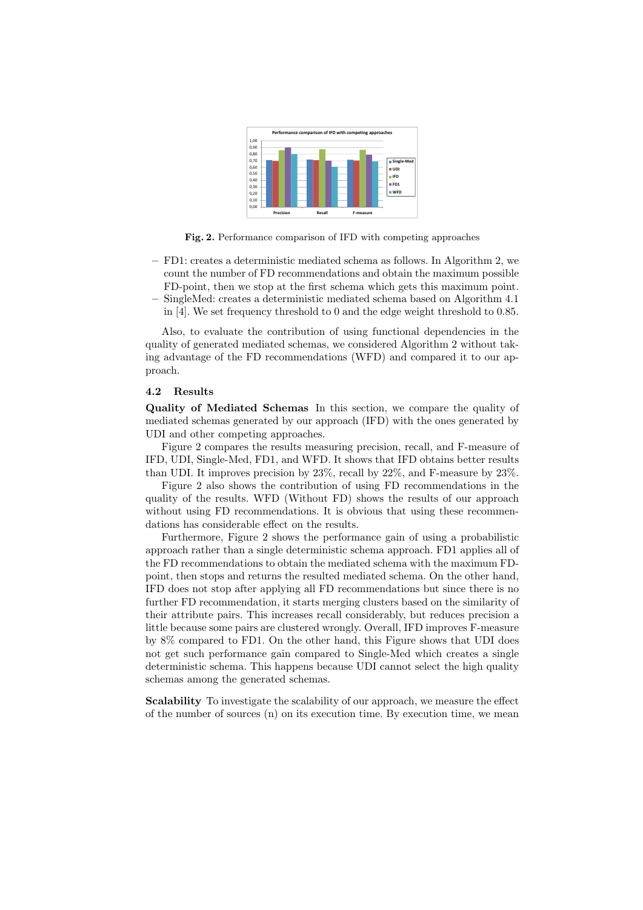**Fig. 2.** Performance comparison of IFD with competing approaches

- FD1: creates a deterministic mediated schema as follows. In Algorithm 2, we count the number of FD recommendations and obtain the maximum possible FD-point, then we stop at the first schema which gets this maximum point.
- SingleMed: creates a deterministic mediated schema based on Algorithm 4.1 in [4]. We set frequency threshold to 0 and the edge weight threshold to 0.85.

Also, to evaluate the contribution of using functional dependencies in the quality of generated mediated schemas, we considered Algorithm 2 without taking advantage of the FD recommendations (WFD) and compared it to our approach.

### 4.2 Results

**Quality of Mediated Schemas** In this section, we compare the quality of mediated schemas generated by our approach (IFD) with the ones generated by UDI and other competing approaches.

Figure 2 compares the results measuring precision, recall, and F-measure of IFD, UDI, Single-Med, FD1, and WFD. It shows that IFD obtains better results than UDI. It improves precision by 23%, recall by 22%, and F-measure by 23%.

Figure 2 also shows the contribution of using FD recommendations in the quality of the results. WFD (Without FD) shows the results of our approach without using FD recommendations. It is obvious that using these recommendations has considerable effect on the results.

Furthermore, Figure 2 shows the performance gain of using a probabilistic approach rather than a single deterministic schema approach. FD1 applies all of the FD recommendations to obtain the mediated schema with the maximum FD-point, then stops and returns the resulted mediated schema. On the other hand, IFD does not stop after applying all FD recommendations but since there is no further FD recommendation, it starts merging clusters based on the similarity of their attribute pairs. This increases recall considerably, but reduces precision a little because some pairs are clustered wrongly. Overall, IFD improves F-measure by 8% compared to FD1. On the other hand, this Figure shows that UDI does not get such performance gain compared to Single-Med which creates a single deterministic schema. This happens because UDI cannot select the high quality schemas among the generated schemas.

**Scalability** To investigate the scalability of our approach, we measure the effect of the number of sources (n) on its execution time. By execution time, we mean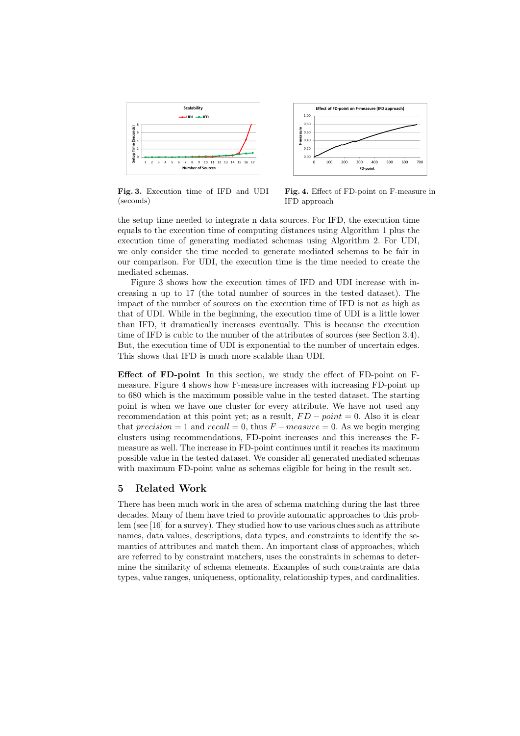Fig. 3. Execution time of IFD and UDI (seconds)

Fig. 4. Effect of FD-point on F-measure in IFD approach

the setup time needed to integrate n data sources. For IFD, the execution time equals to the execution time of computing distances using Algorithm 1 plus the execution time of generating mediated schemas using Algorithm 2. For UDI, we only consider the time needed to generate mediated schemas to be fair in our comparison. For UDI, the execution time is the time needed to create the mediated schemas.

Figure 3 shows how the execution times of IFD and UDI increase with increasing n up to 17 (the total number of sources in the tested dataset). The impact of the number of sources on the execution time of IFD is not as high as that of UDI. While in the beginning, the execution time of UDI is a little lower than IFD, it dramatically increases eventually. This is because the execution time of IFD is cubic to the number of the attributes of sources (see Section 3.4). But, the execution time of UDI is exponential to the number of uncertain edges. This shows that IFD is much more scalable than UDI.

**Effect of FD-point** In this section, we study the effect of FD-point on F-measure. Figure 4 shows how F-measure increases with increasing FD-point up to 680 which is the maximum possible value in the tested dataset. The starting point is when we have one cluster for every attribute. We have not used any recommendation at this point yet; as a result, $FD - point = 0$. Also it is clear that $precision = 1$ and $recall = 0$, thus $F - measure = 0$. As we begin merging clusters using recommendations, FD-point increases and this increases the F-measure as well. The increase in FD-point continues until it reaches its maximum possible value in the tested dataset. We consider all generated mediated schemas with maximum FD-point value as schemas eligible for being in the result set.

## 5 Related Work

There has been much work in the area of schema matching during the last three decades. Many of them have tried to provide automatic approaches to this problem (see [16] for a survey). They studied how to use various clues such as attribute names, data values, descriptions, data types, and constraints to identify the semantics of attributes and match them. An important class of approaches, which are referred to by constraint matchers, uses the constraints in schemas to determine the similarity of schema elements. Examples of such constraints are data types, value ranges, uniqueness, optionality, relationship types, and cardinalities.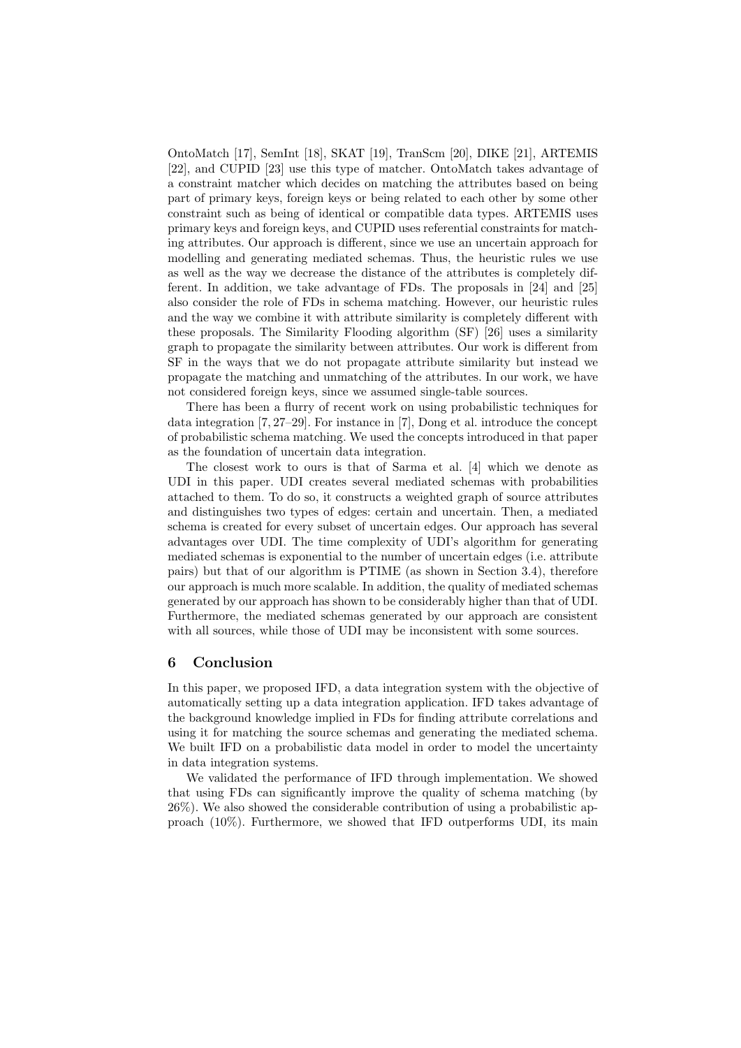OntoMatch [17], SemInt [18], SKAT [19], TranScm [20], DIKE [21], ARTEMIS [22], and CUPID [23] use this type of matcher. OntoMatch takes advantage of a constraint matcher which decides on matching the attributes based on being part of primary keys, foreign keys or being related to each other by some other constraint such as being of identical or compatible data types. ARTEMIS uses primary keys and foreign keys, and CUPID uses referential constraints for matching attributes. Our approach is different, since we use an uncertain approach for modelling and generating mediated schemas. Thus, the heuristic rules we use as well as the way we decrease the distance of the attributes is completely different. In addition, we take advantage of FDs. The proposals in [24] and [25] also consider the role of FDs in schema matching. However, our heuristic rules and the way we combine it with attribute similarity is completely different with these proposals. The Similarity Flooding algorithm (SF) [26] uses a similarity graph to propagate the similarity between attributes. Our work is different from SF in the ways that we do not propagate attribute similarity but instead we propagate the matching and unmatching of the attributes. In our work, we have not considered foreign keys, since we assumed single-table sources.

There has been a flurry of recent work on using probabilistic techniques for data integration [7, 27–29]. For instance in [7], Dong et al. introduce the concept of probabilistic schema matching. We used the concepts introduced in that paper as the foundation of uncertain data integration.

The closest work to ours is that of Sarma et al. [4] which we denote as UDI in this paper. UDI creates several mediated schemas with probabilities attached to them. To do so, it constructs a weighted graph of source attributes and distinguishes two types of edges: certain and uncertain. Then, a mediated schema is created for every subset of uncertain edges. Our approach has several advantages over UDI. The time complexity of UDI's algorithm for generating mediated schemas is exponential to the number of uncertain edges (i.e. attribute pairs) but that of our algorithm is PTIME (as shown in Section 3.4), therefore our approach is much more scalable. In addition, the quality of mediated schemas generated by our approach has shown to be considerably higher than that of UDI. Furthermore, the mediated schemas generated by our approach are consistent with all sources, while those of UDI may be inconsistent with some sources.

## 6 Conclusion

In this paper, we proposed IFD, a data integration system with the objective of automatically setting up a data integration application. IFD takes advantage of the background knowledge implied in FDs for finding attribute correlations and using it for matching the source schemas and generating the mediated schema. We built IFD on a probabilistic data model in order to model the uncertainty in data integration systems.

We validated the performance of IFD through implementation. We showed that using FDs can significantly improve the quality of schema matching (by 26%). We also showed the considerable contribution of using a probabilistic approach (10%). Furthermore, we showed that IFD outperforms UDI, its main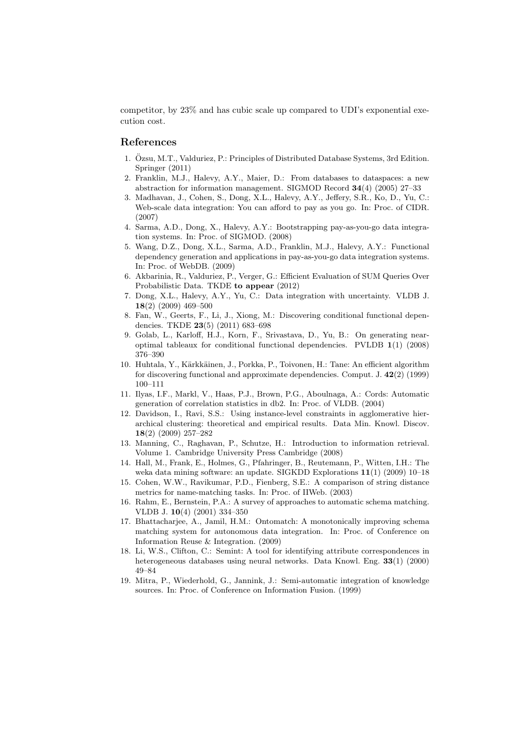competitor, by 23% and has cubic scale up compared to UDI's exponential execution cost.

## References

1. Özsu, M.T., Valduriez, P.: Principles of Distributed Database Systems, 3rd Edition. Springer (2011)
2. Franklin, M.J., Halevy, A.Y., Maier, D.: From databases to dataspaces: a new abstraction for information management. SIGMOD Record **34**(4) (2005) 27–33
3. Madhavan, J., Cohen, S., Dong, X.L., Halevy, A.Y., Jeffery, S.R., Ko, D., Yu, C.: Web-scale data integration: You can afford to pay as you go. In: Proc. of CIDR. (2007)
4. Sarma, A.D., Dong, X., Halevy, A.Y.: Bootstrapping pay-as-you-go data integration systems. In: Proc. of SIGMOD. (2008)
5. Wang, D.Z., Dong, X.L., Sarma, A.D., Franklin, M.J., Halevy, A.Y.: Functional dependency generation and applications in pay-as-you-go data integration systems. In: Proc. of WebDB. (2009)
6. Akbarinia, R., Valduriez, P., Verger, G.: Efficient Evaluation of SUM Queries Over Probabilistic Data. TKDE **to appear** (2012)
7. Dong, X.L., Halevy, A.Y., Yu, C.: Data integration with uncertainty. VLDB J. **18**(2) (2009) 469–500
8. Fan, W., Geerts, F., Li, J., Xiong, M.: Discovering conditional functional dependencies. TKDE **23**(5) (2011) 683–698
9. Golab, L., Karloff, H.J., Korn, F., Srivastava, D., Yu, B.: On generating near-optimal tableaux for conditional functional dependencies. PVLDB **1**(1) (2008) 376–390
10. Huhtala, Y., Kärkkäinen, J., Porkka, P., Toivonen, H.: Tane: An efficient algorithm for discovering functional and approximate dependencies. Comput. J. **42**(2) (1999) 100–111
11. Ilyas, I.F., Markl, V., Haas, P.J., Brown, P.G., Aboulnaga, A.: Cords: Automatic generation of correlation statistics in db2. In: Proc. of VLDB. (2004)
12. Davidson, I., Ravi, S.S.: Using instance-level constraints in agglomerative hierarchical clustering: theoretical and empirical results. Data Min. Knowl. Discov. **18**(2) (2009) 257–282
13. Manning, C., Raghavan, P., Schutze, H.: Introduction to information retrieval. Volume 1. Cambridge University Press Cambridge (2008)
14. Hall, M., Frank, E., Holmes, G., Pfahringer, B., Reutemann, P., Witten, I.H.: The weka data mining software: an update. SIGKDD Explorations **11**(1) (2009) 10–18
15. Cohen, W.W., Ravikumar, P.D., Fienberg, S.E.: A comparison of string distance metrics for name-matching tasks. In: Proc. of IIWeb. (2003)
16. Rahm, E., Bernstein, P.A.: A survey of approaches to automatic schema matching. VLDB J. **10**(4) (2001) 334–350
17. Bhattacharjee, A., Jamil, H.M.: Ontomatch: A monotonically improving schema matching system for autonomous data integration. In: Proc. of Conference on Information Reuse & Integration. (2009)
18. Li, W.S., Clifton, C.: Semint: A tool for identifying attribute correspondences in heterogeneous databases using neural networks. Data Knowl. Eng. **33**(1) (2000) 49–84
19. Mitra, P., Wiederhold, G., Jannink, J.: Semi-automatic integration of knowledge sources. In: Proc. of Conference on Information Fusion. (1999)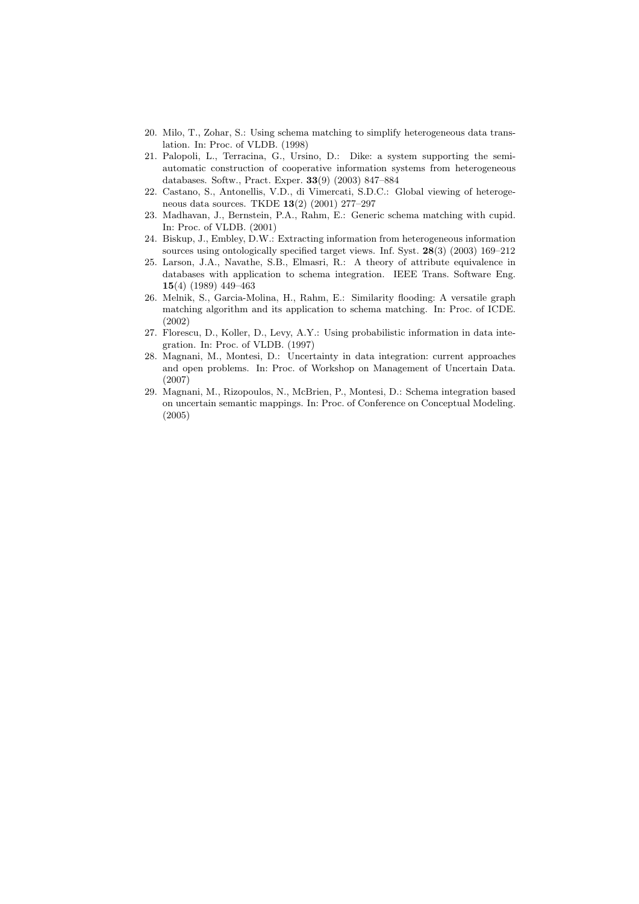20. Milo, T., Zohar, S.: Using schema matching to simplify heterogeneous data translation. In: Proc. of VLDB. (1998)
21. Palopoli, L., Terracina, G., Ursino, D.: Dike: a system supporting the semi-automatic construction of cooperative information systems from heterogeneous databases. Softw., Pract. Exper. **33**(9) (2003) 847–884
22. Castano, S., Antonellis, V.D., di Vimercati, S.D.C.: Global viewing of heterogeneous data sources. TKDE **13**(2) (2001) 277–297
23. Madhavan, J., Bernstein, P.A., Rahm, E.: Generic schema matching with cupid. In: Proc. of VLDB. (2001)
24. Biskup, J., Embley, D.W.: Extracting information from heterogeneous information sources using ontologically specified target views. Inf. Syst. **28**(3) (2003) 169–212
25. Larson, J.A., Navathe, S.B., Elmasri, R.: A theory of attribute equivalence in databases with application to schema integration. IEEE Trans. Software Eng. **15**(4) (1989) 449–463
26. Melnik, S., Garcia-Molina, H., Rahm, E.: Similarity flooding: A versatile graph matching algorithm and its application to schema matching. In: Proc. of ICDE. (2002)
27. Florescu, D., Koller, D., Levy, A.Y.: Using probabilistic information in data integration. In: Proc. of VLDB. (1997)
28. Magnani, M., Montesi, D.: Uncertainty in data integration: current approaches and open problems. In: Proc. of Workshop on Management of Uncertain Data. (2007)
29. Magnani, M., Rizopoulos, N., McBrien, P., Montesi, D.: Schema integration based on uncertain semantic mappings. In: Proc. of Conference on Conceptual Modeling. (2005)